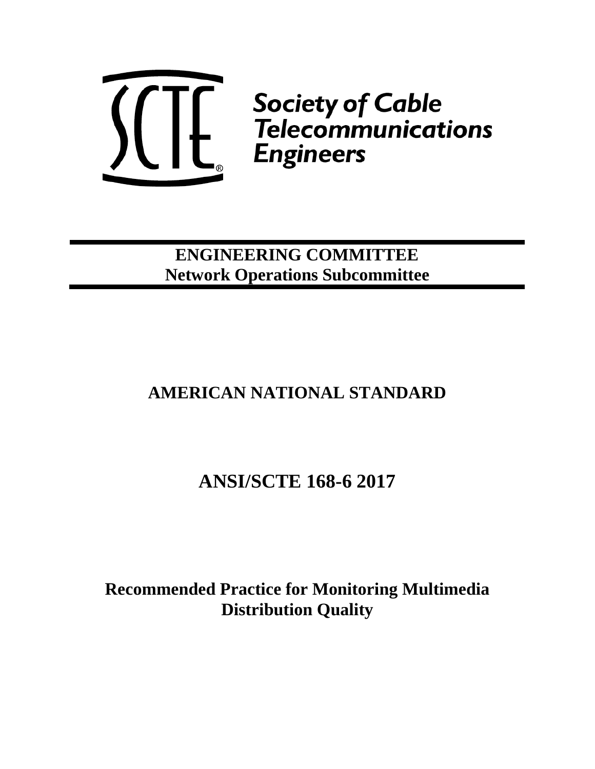Society of Cable Telecommunications Engineers

**ENGINEERING COMMITTEE**
**Network Operations Subcommittee**

# AMERICAN NATIONAL STANDARD

# ANSI/SCTE 168-6 2017

# Recommended Practice for Monitoring Multimedia Distribution Quality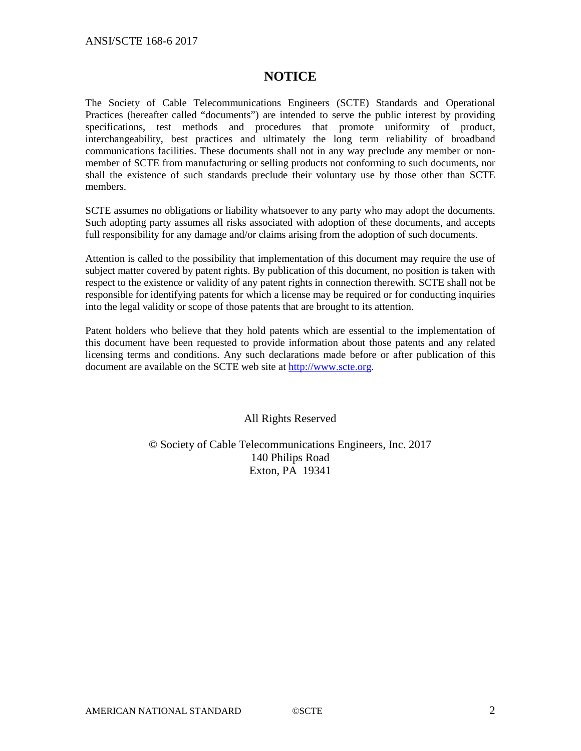# NOTICE

The Society of Cable Telecommunications Engineers (SCTE) Standards and Operational Practices (hereafter called "documents") are intended to serve the public interest by providing specifications, test methods and procedures that promote uniformity of product, interchangeability, best practices and ultimately the long term reliability of broadband communications facilities. These documents shall not in any way preclude any member or non-member of SCTE from manufacturing or selling products not conforming to such documents, nor shall the existence of such standards preclude their voluntary use by those other than SCTE members.

SCTE assumes no obligations or liability whatsoever to any party who may adopt the documents. Such adopting party assumes all risks associated with adoption of these documents, and accepts full responsibility for any damage and/or claims arising from the adoption of such documents.

Attention is called to the possibility that implementation of this document may require the use of subject matter covered by patent rights. By publication of this document, no position is taken with respect to the existence or validity of any patent rights in connection therewith. SCTE shall not be responsible for identifying patents for which a license may be required or for conducting inquiries into the legal validity or scope of those patents that are brought to its attention.

Patent holders who believe that they hold patents which are essential to the implementation of this document have been requested to provide information about those patents and any related licensing terms and conditions. Any such declarations made before or after publication of this document are available on the SCTE web site at http://www.scte.org.

All Rights Reserved

© Society of Cable Telecommunications Engineers, Inc. 2017
140 Philips Road
Exton, PA 19341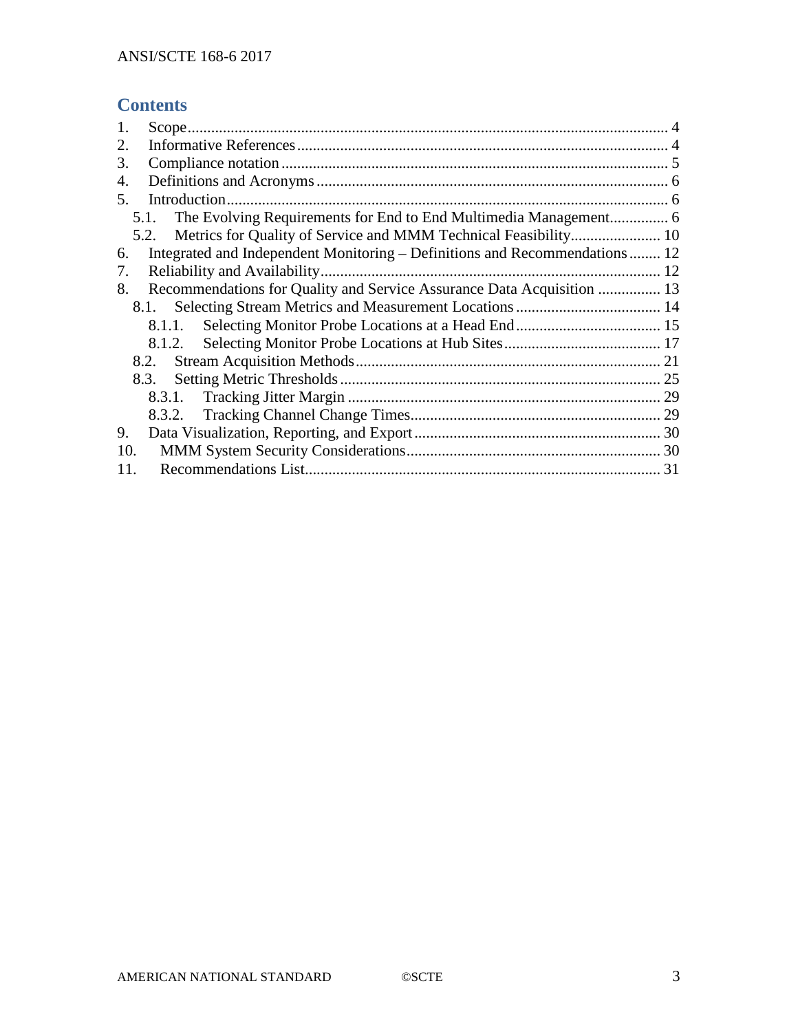## Contents

1. Scope ........................................................................................................................ 4
2. Informative References ............................................................................................ 4
3. Compliance notation ................................................................................................ 5
4. Definitions and Acronyms ........................................................................................ 6
5. Introduction ............................................................................................................... 6
   - 5.1. The Evolving Requirements for End to End Multimedia Management ............... 6
   - 5.2. Metrics for Quality of Service and MMM Technical Feasibility ....................... 10
6. Integrated and Independent Monitoring – Definitions and Recommendations ........ 12
7. Reliability and Availability ..................................................................................... 12
8. Recommendations for Quality and Service Assurance Data Acquisition ................ 13
   - 8.1. Selecting Stream Metrics and Measurement Locations ..................................... 14
     - 8.1.1. Selecting Monitor Probe Locations at a Head End ..................................... 15
     - 8.1.2. Selecting Monitor Probe Locations at Hub Sites ........................................ 17
   - 8.2. Stream Acquisition Methods ............................................................................. 21
   - 8.3. Setting Metric Thresholds ................................................................................. 25
     - 8.3.1. Tracking Jitter Margin ............................................................................... 29
     - 8.3.2. Tracking Channel Change Times ............................................................... 29
9. Data Visualization, Reporting, and Export .............................................................. 30
10. MMM System Security Considerations ................................................................ 30
11. Recommendations List .......................................................................................... 31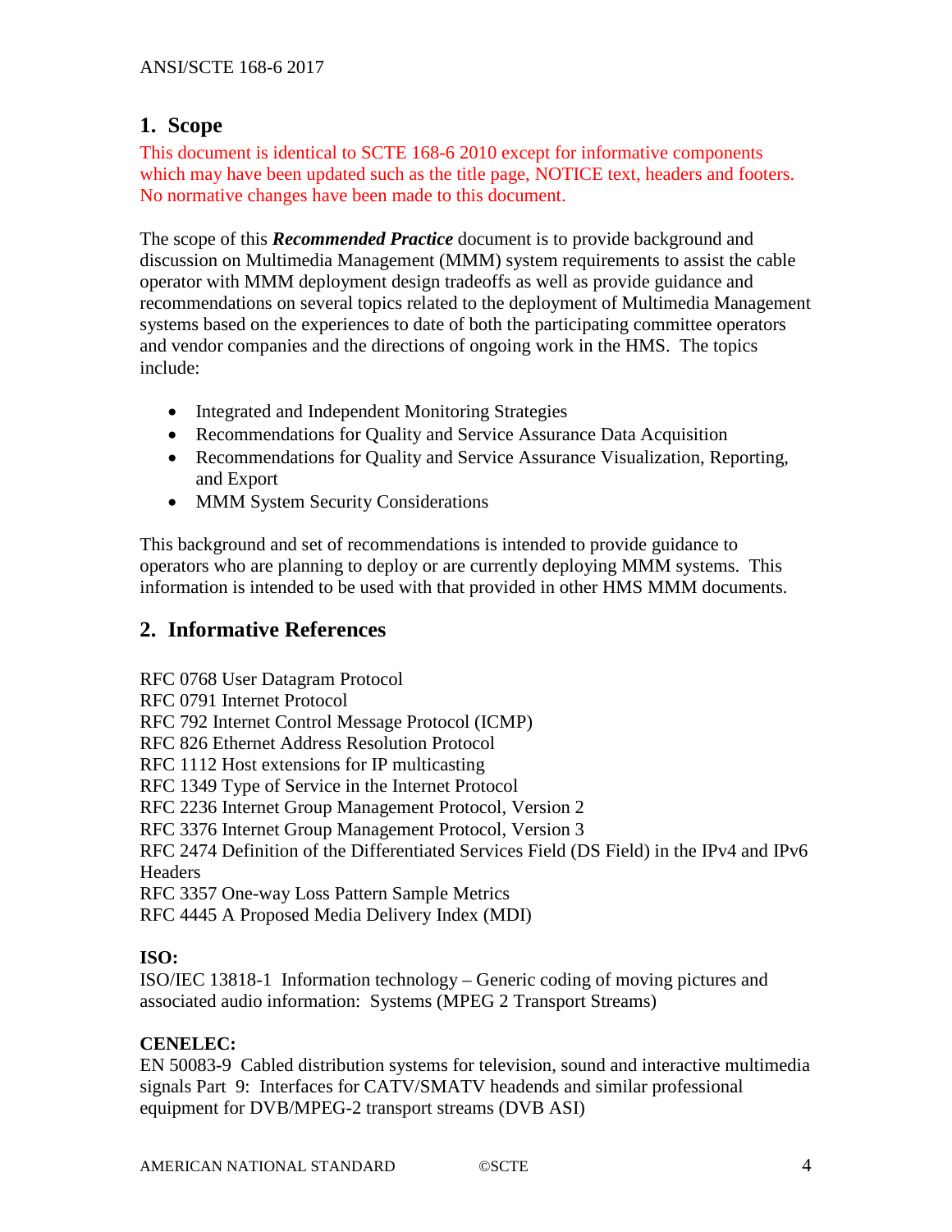## 1. Scope

This document is identical to SCTE 168-6 2010 except for informative components which may have been updated such as the title page, NOTICE text, headers and footers. No normative changes have been made to this document.

The scope of this ***Recommended Practice*** document is to provide background and discussion on Multimedia Management (MMM) system requirements to assist the cable operator with MMM deployment design tradeoffs as well as provide guidance and recommendations on several topics related to the deployment of Multimedia Management systems based on the experiences to date of both the participating committee operators and vendor companies and the directions of ongoing work in the HMS. The topics include:

- Integrated and Independent Monitoring Strategies
- Recommendations for Quality and Service Assurance Data Acquisition
- Recommendations for Quality and Service Assurance Visualization, Reporting, and Export
- MMM System Security Considerations

This background and set of recommendations is intended to provide guidance to operators who are planning to deploy or are currently deploying MMM systems. This information is intended to be used with that provided in other HMS MMM documents.

## 2. Informative References

RFC 0768 User Datagram Protocol
RFC 0791 Internet Protocol
RFC 792 Internet Control Message Protocol (ICMP)
RFC 826 Ethernet Address Resolution Protocol
RFC 1112 Host extensions for IP multicasting
RFC 1349 Type of Service in the Internet Protocol
RFC 2236 Internet Group Management Protocol, Version 2
RFC 3376 Internet Group Management Protocol, Version 3
RFC 2474 Definition of the Differentiated Services Field (DS Field) in the IPv4 and IPv6 Headers
RFC 3357 One-way Loss Pattern Sample Metrics
RFC 4445 A Proposed Media Delivery Index (MDI)

**ISO:**
ISO/IEC 13818-1 Information technology – Generic coding of moving pictures and associated audio information: Systems (MPEG 2 Transport Streams)

**CENELEC:**
EN 50083-9 Cabled distribution systems for television, sound and interactive multimedia signals Part 9: Interfaces for CATV/SMATV headends and similar professional equipment for DVB/MPEG-2 transport streams (DVB ASI)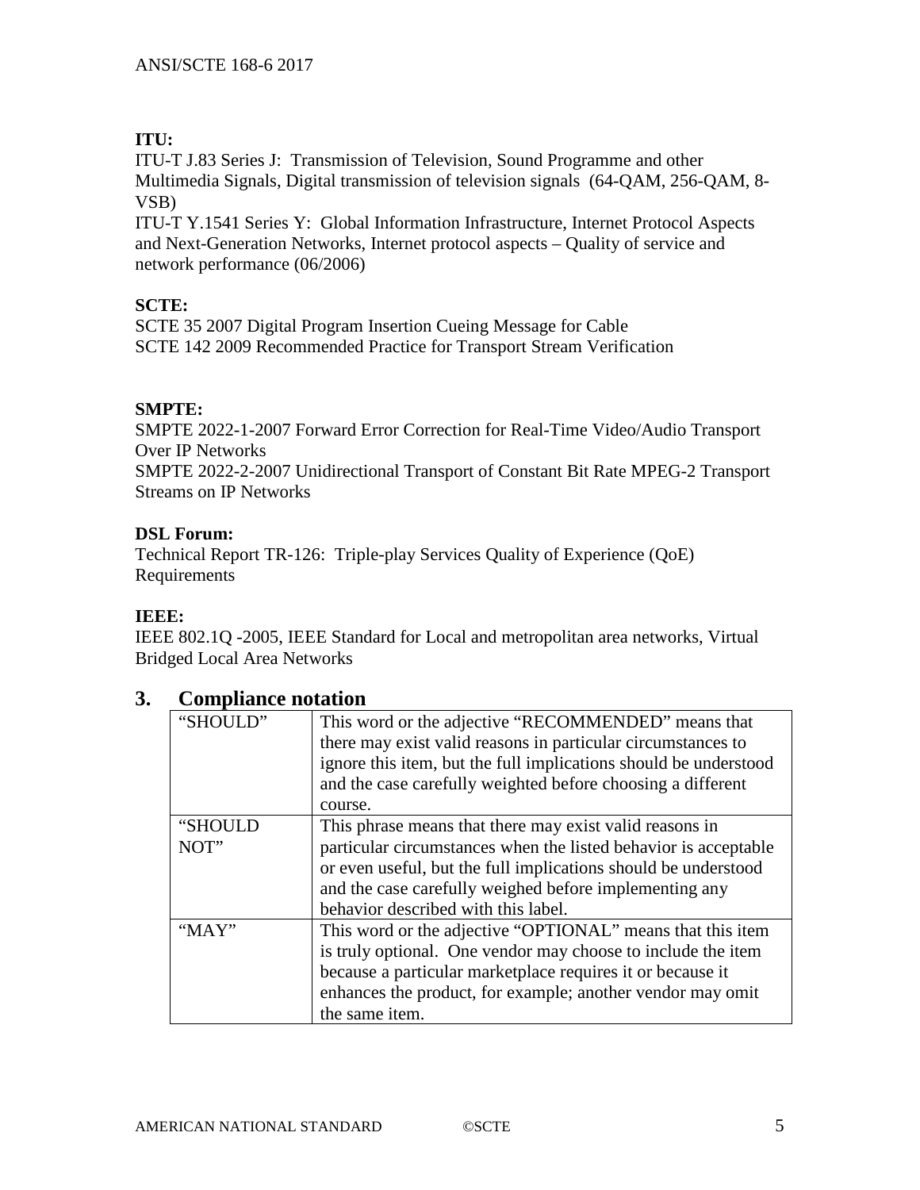**ITU:**

ITU-T J.83 Series J: Transmission of Television, Sound Programme and other Multimedia Signals, Digital transmission of television signals (64-QAM, 256-QAM, 8-VSB)

ITU-T Y.1541 Series Y: Global Information Infrastructure, Internet Protocol Aspects and Next-Generation Networks, Internet protocol aspects – Quality of service and network performance (06/2006)

**SCTE:**

SCTE 35 2007 Digital Program Insertion Cueing Message for Cable

SCTE 142 2009 Recommended Practice for Transport Stream Verification

**SMPTE:**

SMPTE 2022-1-2007 Forward Error Correction for Real-Time Video/Audio Transport Over IP Networks

SMPTE 2022-2-2007 Unidirectional Transport of Constant Bit Rate MPEG-2 Transport Streams on IP Networks

**DSL Forum:**

Technical Report TR-126: Triple-play Services Quality of Experience (QoE) Requirements

**IEEE:**

IEEE 802.1Q -2005, IEEE Standard for Local and metropolitan area networks, Virtual Bridged Local Area Networks

# 3. Compliance notation

| | |
|---|---|
| "SHOULD" | This word or the adjective "RECOMMENDED" means that there may exist valid reasons in particular circumstances to ignore this item, but the full implications should be understood and the case carefully weighted before choosing a different course. |
| "SHOULD NOT" | This phrase means that there may exist valid reasons in particular circumstances when the listed behavior is acceptable or even useful, but the full implications should be understood and the case carefully weighed before implementing any behavior described with this label. |
| "MAY" | This word or the adjective "OPTIONAL" means that this item is truly optional. One vendor may choose to include the item because a particular marketplace requires it or because it enhances the product, for example; another vendor may omit the same item. |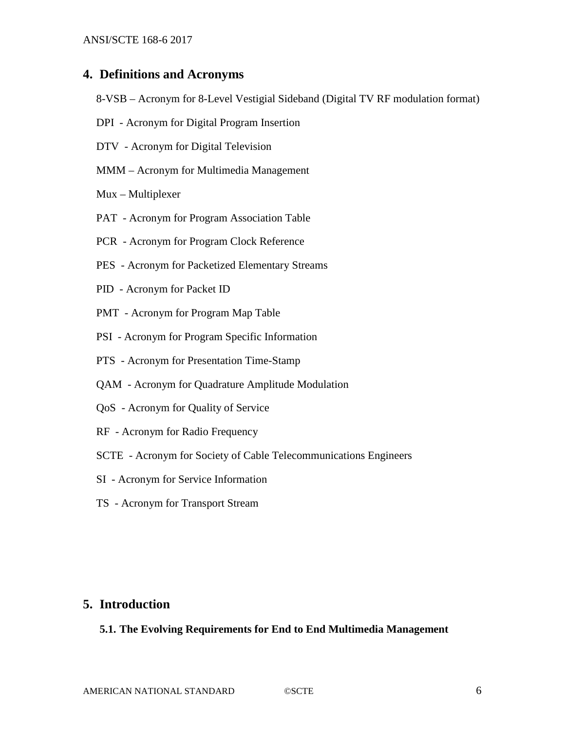## 4. Definitions and Acronyms

8-VSB – Acronym for 8-Level Vestigial Sideband (Digital TV RF modulation format)

DPI - Acronym for Digital Program Insertion

DTV - Acronym for Digital Television

MMM – Acronym for Multimedia Management

Mux – Multiplexer

PAT - Acronym for Program Association Table

PCR - Acronym for Program Clock Reference

PES - Acronym for Packetized Elementary Streams

PID - Acronym for Packet ID

PMT - Acronym for Program Map Table

PSI - Acronym for Program Specific Information

PTS - Acronym for Presentation Time-Stamp

QAM - Acronym for Quadrature Amplitude Modulation

QoS - Acronym for Quality of Service

RF - Acronym for Radio Frequency

SCTE - Acronym for Society of Cable Telecommunications Engineers

SI - Acronym for Service Information

TS - Acronym for Transport Stream

## 5. Introduction

### 5.1. The Evolving Requirements for End to End Multimedia Management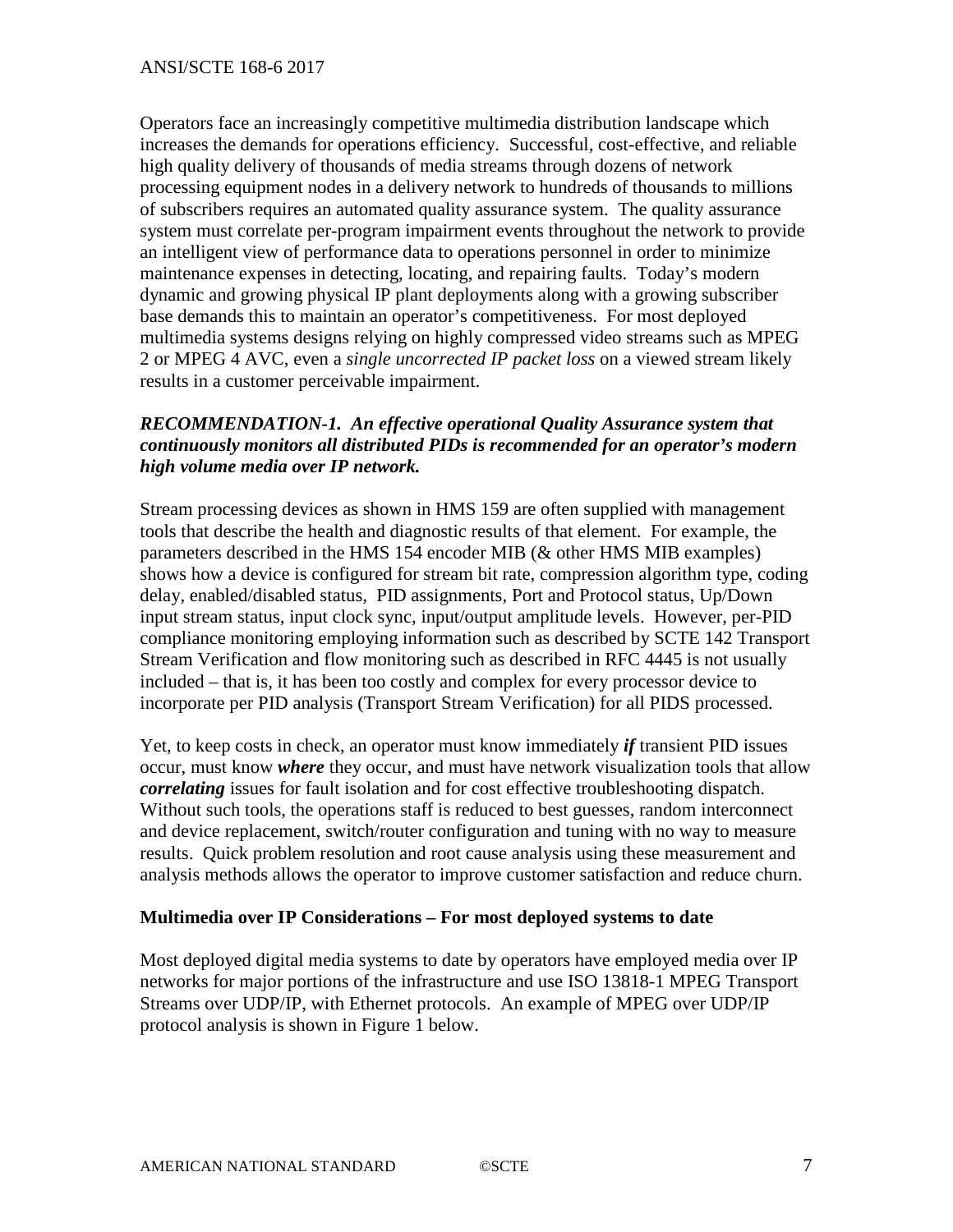Operators face an increasingly competitive multimedia distribution landscape which increases the demands for operations efficiency. Successful, cost-effective, and reliable high quality delivery of thousands of media streams through dozens of network processing equipment nodes in a delivery network to hundreds of thousands to millions of subscribers requires an automated quality assurance system. The quality assurance system must correlate per-program impairment events throughout the network to provide an intelligent view of performance data to operations personnel in order to minimize maintenance expenses in detecting, locating, and repairing faults. Today's modern dynamic and growing physical IP plant deployments along with a growing subscriber base demands this to maintain an operator's competitiveness. For most deployed multimedia systems designs relying on highly compressed video streams such as MPEG 2 or MPEG 4 AVC, even a *single uncorrected IP packet loss* on a viewed stream likely results in a customer perceivable impairment.

***RECOMMENDATION-1. An effective operational Quality Assurance system that continuously monitors all distributed PIDs is recommended for an operator's modern high volume media over IP network.***

Stream processing devices as shown in HMS 159 are often supplied with management tools that describe the health and diagnostic results of that element. For example, the parameters described in the HMS 154 encoder MIB (& other HMS MIB examples) shows how a device is configured for stream bit rate, compression algorithm type, coding delay, enabled/disabled status, PID assignments, Port and Protocol status, Up/Down input stream status, input clock sync, input/output amplitude levels. However, per-PID compliance monitoring employing information such as described by SCTE 142 Transport Stream Verification and flow monitoring such as described in RFC 4445 is not usually included – that is, it has been too costly and complex for every processor device to incorporate per PID analysis (Transport Stream Verification) for all PIDS processed.

Yet, to keep costs in check, an operator must know immediately ***if*** transient PID issues occur, must know ***where*** they occur, and must have network visualization tools that allow ***correlating*** issues for fault isolation and for cost effective troubleshooting dispatch. Without such tools, the operations staff is reduced to best guesses, random interconnect and device replacement, switch/router configuration and tuning with no way to measure results. Quick problem resolution and root cause analysis using these measurement and analysis methods allows the operator to improve customer satisfaction and reduce churn.

**Multimedia over IP Considerations – For most deployed systems to date**

Most deployed digital media systems to date by operators have employed media over IP networks for major portions of the infrastructure and use ISO 13818-1 MPEG Transport Streams over UDP/IP, with Ethernet protocols. An example of MPEG over UDP/IP protocol analysis is shown in Figure 1 below.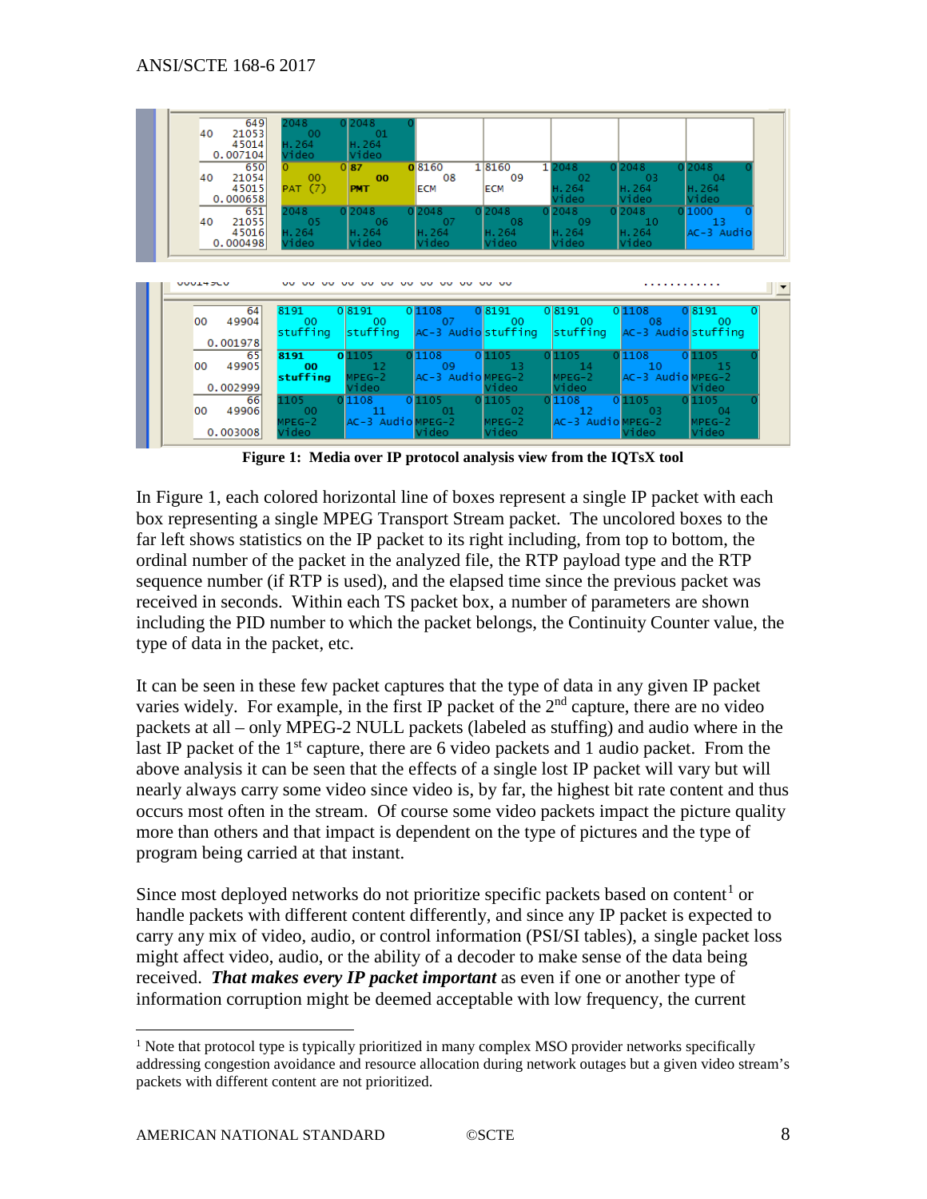Figure 1: Media over IP protocol analysis view from the IQTsX tool

In Figure 1, each colored horizontal line of boxes represent a single IP packet with each box representing a single MPEG Transport Stream packet. The uncolored boxes to the far left shows statistics on the IP packet to its right including, from top to bottom, the ordinal number of the packet in the analyzed file, the RTP payload type and the RTP sequence number (if RTP is used), and the elapsed time since the previous packet was received in seconds. Within each TS packet box, a number of parameters are shown including the PID number to which the packet belongs, the Continuity Counter value, the type of data in the packet, etc.

It can be seen in these few packet captures that the type of data in any given IP packet varies widely. For example, in the first IP packet of the 2nd capture, there are no video packets at all – only MPEG-2 NULL packets (labeled as stuffing) and audio where in the last IP packet of the 1st capture, there are 6 video packets and 1 audio packet. From the above analysis it can be seen that the effects of a single lost IP packet will vary but will nearly always carry some video since video is, by far, the highest bit rate content and thus occurs most often in the stream. Of course some video packets impact the picture quality more than others and that impact is dependent on the type of pictures and the type of program being carried at that instant.

Since most deployed networks do not prioritize specific packets based on content[1] or handle packets with different content differently, and since any IP packet is expected to carry any mix of video, audio, or control information (PSI/SI tables), a single packet loss might affect video, audio, or the ability of a decoder to make sense of the data being received. ***That makes every IP packet important*** as even if one or another type of information corruption might be deemed acceptable with low frequency, the current

[1] Note that protocol type is typically prioritized in many complex MSO provider networks specifically addressing congestion avoidance and resource allocation during network outages but a given video stream's packets with different content are not prioritized.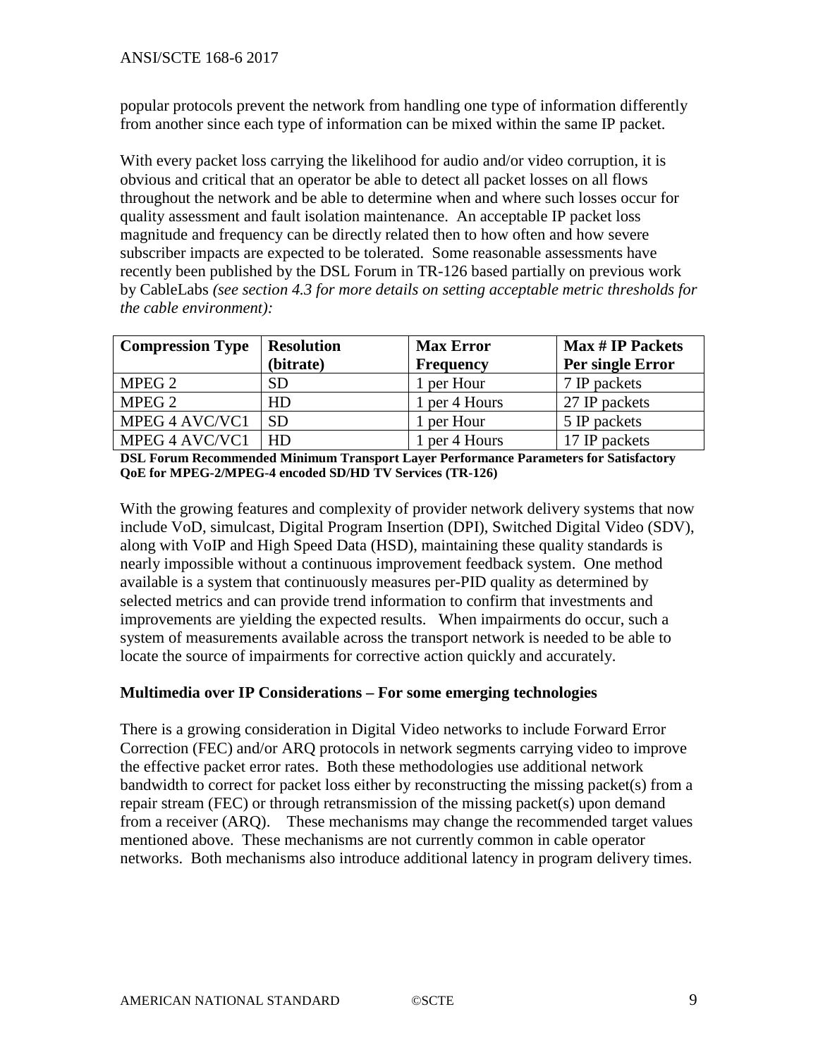popular protocols prevent the network from handling one type of information differently from another since each type of information can be mixed within the same IP packet.

With every packet loss carrying the likelihood for audio and/or video corruption, it is obvious and critical that an operator be able to detect all packet losses on all flows throughout the network and be able to determine when and where such losses occur for quality assessment and fault isolation maintenance. An acceptable IP packet loss magnitude and frequency can be directly related then to how often and how severe subscriber impacts are expected to be tolerated. Some reasonable assessments have recently been published by the DSL Forum in TR-126 based partially on previous work by CableLabs *(see section 4.3 for more details on setting acceptable metric thresholds for the cable environment):*

| Compression Type | Resolution (bitrate) | Max Error Frequency | Max # IP Packets Per single Error |
|---|---|---|---|
| MPEG 2 | SD | 1 per Hour | 7 IP packets |
| MPEG 2 | HD | 1 per 4 Hours | 27 IP packets |
| MPEG 4 AVC/VC1 | SD | 1 per Hour | 5 IP packets |
| MPEG 4 AVC/VC1 | HD | 1 per 4 Hours | 17 IP packets |

**DSL Forum Recommended Minimum Transport Layer Performance Parameters for Satisfactory QoE for MPEG-2/MPEG-4 encoded SD/HD TV Services (TR-126)**

With the growing features and complexity of provider network delivery systems that now include VoD, simulcast, Digital Program Insertion (DPI), Switched Digital Video (SDV), along with VoIP and High Speed Data (HSD), maintaining these quality standards is nearly impossible without a continuous improvement feedback system. One method available is a system that continuously measures per-PID quality as determined by selected metrics and can provide trend information to confirm that investments and improvements are yielding the expected results. When impairments do occur, such a system of measurements available across the transport network is needed to be able to locate the source of impairments for corrective action quickly and accurately.

**Multimedia over IP Considerations – For some emerging technologies**

There is a growing consideration in Digital Video networks to include Forward Error Correction (FEC) and/or ARQ protocols in network segments carrying video to improve the effective packet error rates. Both these methodologies use additional network bandwidth to correct for packet loss either by reconstructing the missing packet(s) from a repair stream (FEC) or through retransmission of the missing packet(s) upon demand from a receiver (ARQ). These mechanisms may change the recommended target values mentioned above. These mechanisms are not currently common in cable operator networks. Both mechanisms also introduce additional latency in program delivery times.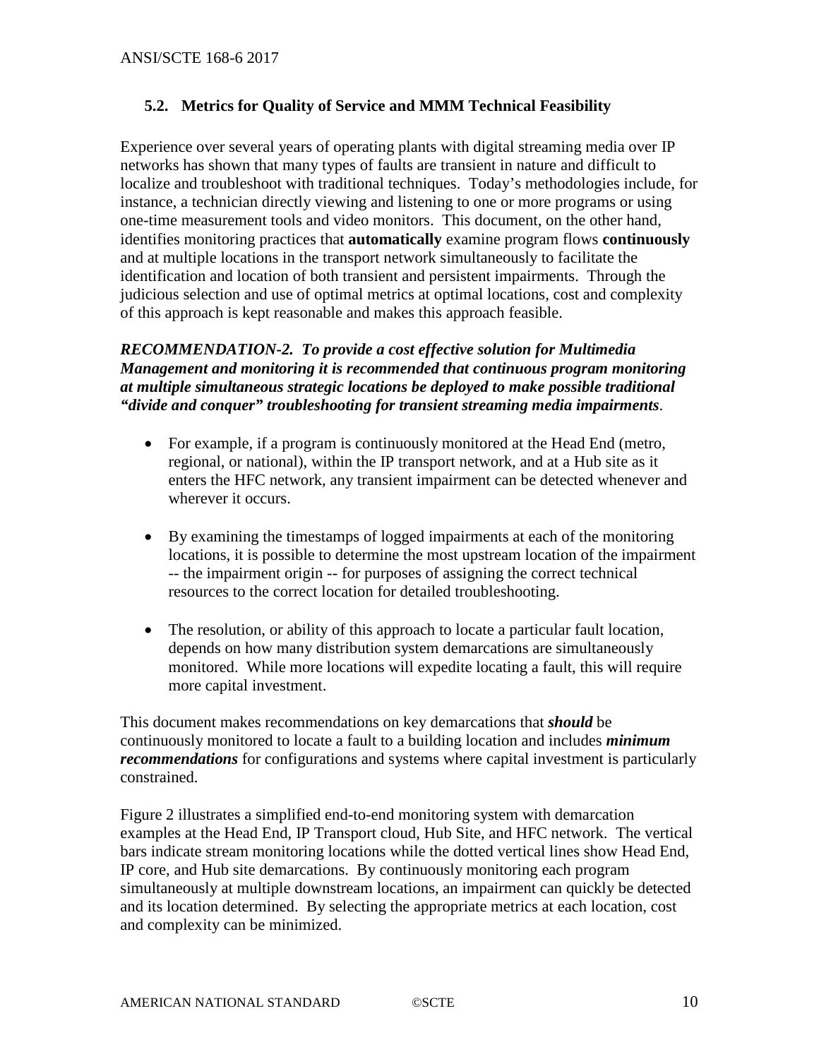## 5.2. Metrics for Quality of Service and MMM Technical Feasibility

Experience over several years of operating plants with digital streaming media over IP networks has shown that many types of faults are transient in nature and difficult to localize and troubleshoot with traditional techniques. Today's methodologies include, for instance, a technician directly viewing and listening to one or more programs or using one-time measurement tools and video monitors. This document, on the other hand, identifies monitoring practices that **automatically** examine program flows **continuously** and at multiple locations in the transport network simultaneously to facilitate the identification and location of both transient and persistent impairments. Through the judicious selection and use of optimal metrics at optimal locations, cost and complexity of this approach is kept reasonable and makes this approach feasible.

***RECOMMENDATION-2. To provide a cost effective solution for Multimedia Management and monitoring it is recommended that continuous program monitoring at multiple simultaneous strategic locations be deployed to make possible traditional "divide and conquer" troubleshooting for transient streaming media impairments***.

- For example, if a program is continuously monitored at the Head End (metro, regional, or national), within the IP transport network, and at a Hub site as it enters the HFC network, any transient impairment can be detected whenever and wherever it occurs.
- By examining the timestamps of logged impairments at each of the monitoring locations, it is possible to determine the most upstream location of the impairment -- the impairment origin -- for purposes of assigning the correct technical resources to the correct location for detailed troubleshooting.
- The resolution, or ability of this approach to locate a particular fault location, depends on how many distribution system demarcations are simultaneously monitored. While more locations will expedite locating a fault, this will require more capital investment.

This document makes recommendations on key demarcations that ***should*** be continuously monitored to locate a fault to a building location and includes ***minimum recommendations*** for configurations and systems where capital investment is particularly constrained.

Figure 2 illustrates a simplified end-to-end monitoring system with demarcation examples at the Head End, IP Transport cloud, Hub Site, and HFC network. The vertical bars indicate stream monitoring locations while the dotted vertical lines show Head End, IP core, and Hub site demarcations. By continuously monitoring each program simultaneously at multiple downstream locations, an impairment can quickly be detected and its location determined. By selecting the appropriate metrics at each location, cost and complexity can be minimized.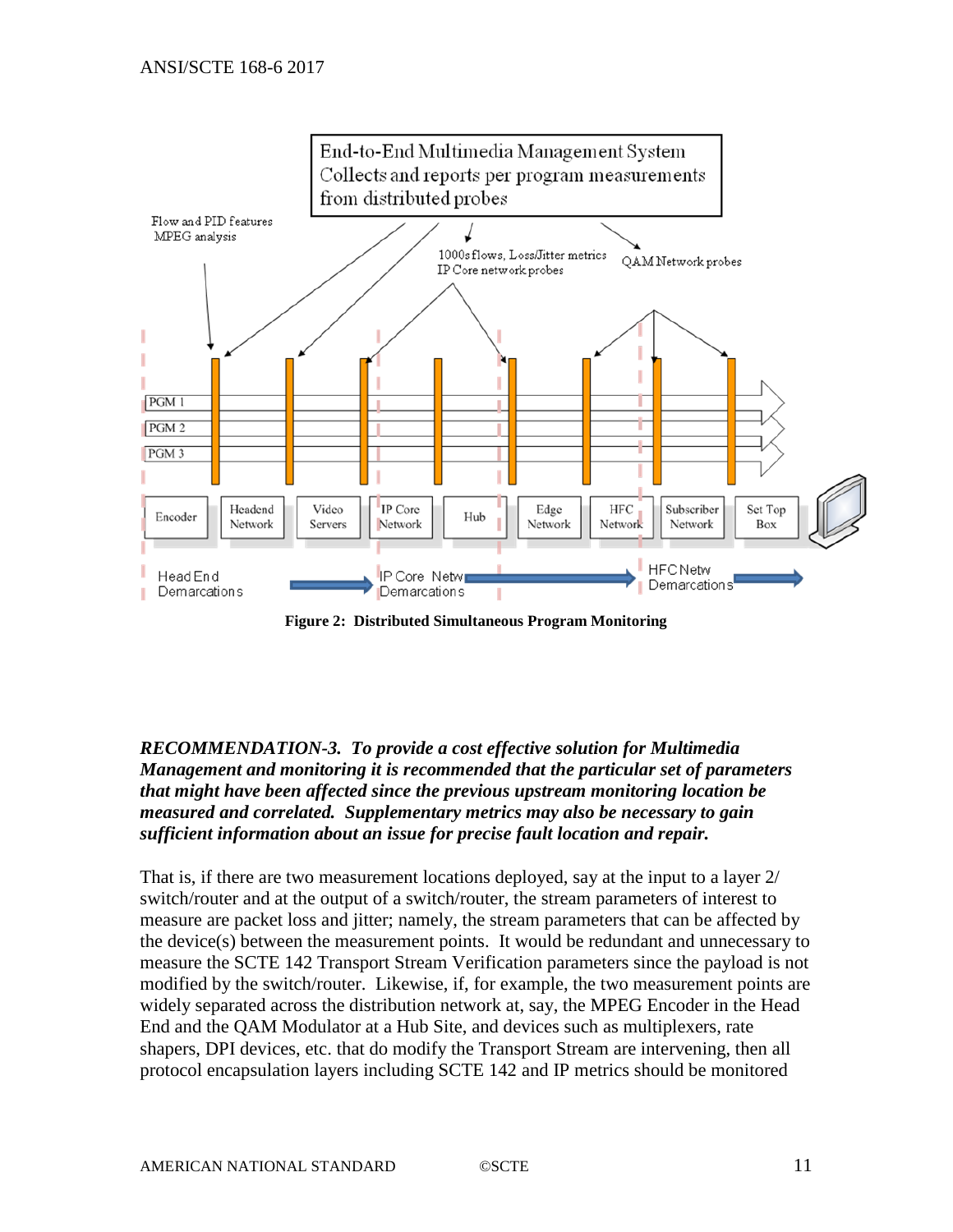End-to-End Multimedia Management System Collects and reports per program measurements from distributed probes

Flow and PID features MPEG analysis

1000s flows, Loss/Jitter metrics IP Core network probes

QAM Network probes

PGM 1

PGM 2

PGM 3

Encoder | Headend Network | Video Servers | IP Core Network | Hub | Edge Network | HFC Network | Subscriber Network | Set Top Box

Head End Demarcations

IP Core Netw Demarcations

HFC Netw Demarcations

**Figure 2: Distributed Simultaneous Program Monitoring**

***RECOMMENDATION-3. To provide a cost effective solution for Multimedia Management and monitoring it is recommended that the particular set of parameters that might have been affected since the previous upstream monitoring location be measured and correlated. Supplementary metrics may also be necessary to gain sufficient information about an issue for precise fault location and repair.***

That is, if there are two measurement locations deployed, say at the input to a layer 2/ switch/router and at the output of a switch/router, the stream parameters of interest to measure are packet loss and jitter; namely, the stream parameters that can be affected by the device(s) between the measurement points. It would be redundant and unnecessary to measure the SCTE 142 Transport Stream Verification parameters since the payload is not modified by the switch/router. Likewise, if, for example, the two measurement points are widely separated across the distribution network at, say, the MPEG Encoder in the Head End and the QAM Modulator at a Hub Site, and devices such as multiplexers, rate shapers, DPI devices, etc. that do modify the Transport Stream are intervening, then all protocol encapsulation layers including SCTE 142 and IP metrics should be monitored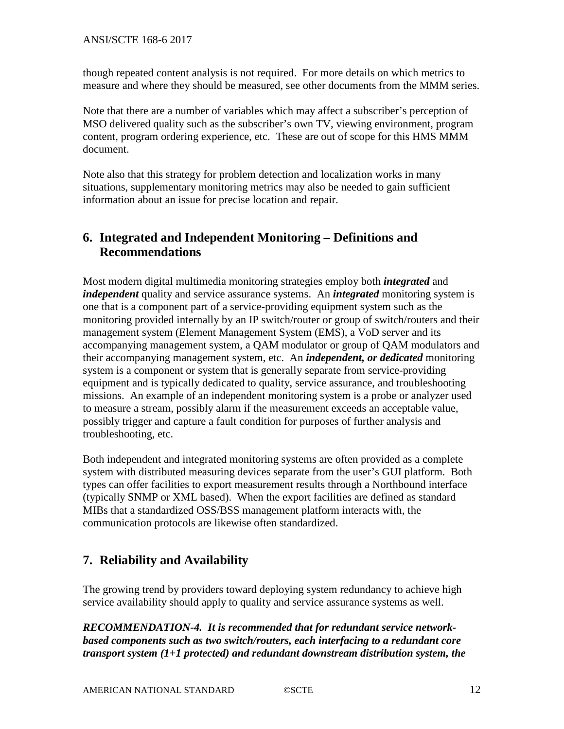though repeated content analysis is not required. For more details on which metrics to measure and where they should be measured, see other documents from the MMM series.

Note that there are a number of variables which may affect a subscriber's perception of MSO delivered quality such as the subscriber's own TV, viewing environment, program content, program ordering experience, etc. These are out of scope for this HMS MMM document.

Note also that this strategy for problem detection and localization works in many situations, supplementary monitoring metrics may also be needed to gain sufficient information about an issue for precise location and repair.

## 6. Integrated and Independent Monitoring – Definitions and Recommendations

Most modern digital multimedia monitoring strategies employ both ***integrated*** and ***independent*** quality and service assurance systems. An ***integrated*** monitoring system is one that is a component part of a service-providing equipment system such as the monitoring provided internally by an IP switch/router or group of switch/routers and their management system (Element Management System (EMS), a VoD server and its accompanying management system, a QAM modulator or group of QAM modulators and their accompanying management system, etc. An ***independent, or dedicated*** monitoring system is a component or system that is generally separate from service-providing equipment and is typically dedicated to quality, service assurance, and troubleshooting missions. An example of an independent monitoring system is a probe or analyzer used to measure a stream, possibly alarm if the measurement exceeds an acceptable value, possibly trigger and capture a fault condition for purposes of further analysis and troubleshooting, etc.

Both independent and integrated monitoring systems are often provided as a complete system with distributed measuring devices separate from the user's GUI platform. Both types can offer facilities to export measurement results through a Northbound interface (typically SNMP or XML based). When the export facilities are defined as standard MIBs that a standardized OSS/BSS management platform interacts with, the communication protocols are likewise often standardized.

## 7. Reliability and Availability

The growing trend by providers toward deploying system redundancy to achieve high service availability should apply to quality and service assurance systems as well.

***RECOMMENDATION-4. It is recommended that for redundant service network-based components such as two switch/routers, each interfacing to a redundant core transport system (1+1 protected) and redundant downstream distribution system, the***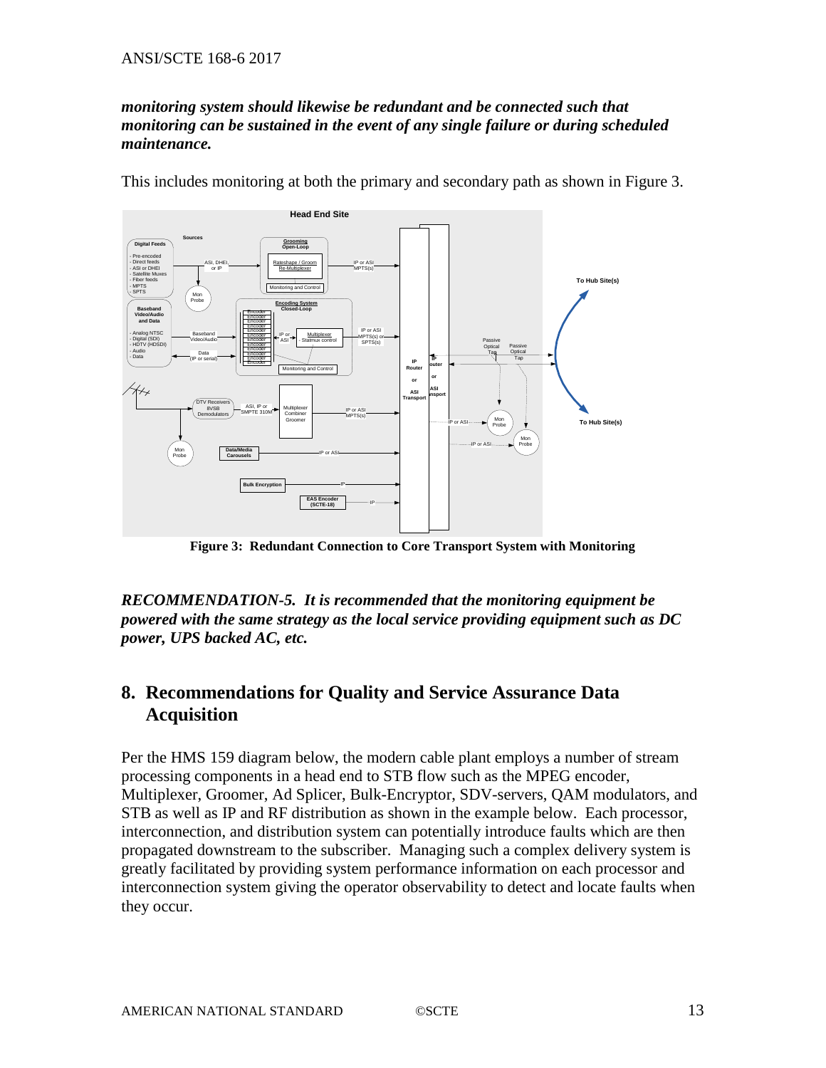***monitoring system should likewise be redundant and be connected such that monitoring can be sustained in the event of any single failure or during scheduled maintenance.***

This includes monitoring at both the primary and secondary path as shown in Figure 3.

**Figure 3: Redundant Connection to Core Transport System with Monitoring**

***RECOMMENDATION-5. It is recommended that the monitoring equipment be powered with the same strategy as the local service providing equipment such as DC power, UPS backed AC, etc.***

## 8. Recommendations for Quality and Service Assurance Data Acquisition

Per the HMS 159 diagram below, the modern cable plant employs a number of stream processing components in a head end to STB flow such as the MPEG encoder, Multiplexer, Groomer, Ad Splicer, Bulk-Encryptor, SDV-servers, QAM modulators, and STB as well as IP and RF distribution as shown in the example below. Each processor, interconnection, and distribution system can potentially introduce faults which are then propagated downstream to the subscriber. Managing such a complex delivery system is greatly facilitated by providing system performance information on each processor and interconnection system giving the operator observability to detect and locate faults when they occur.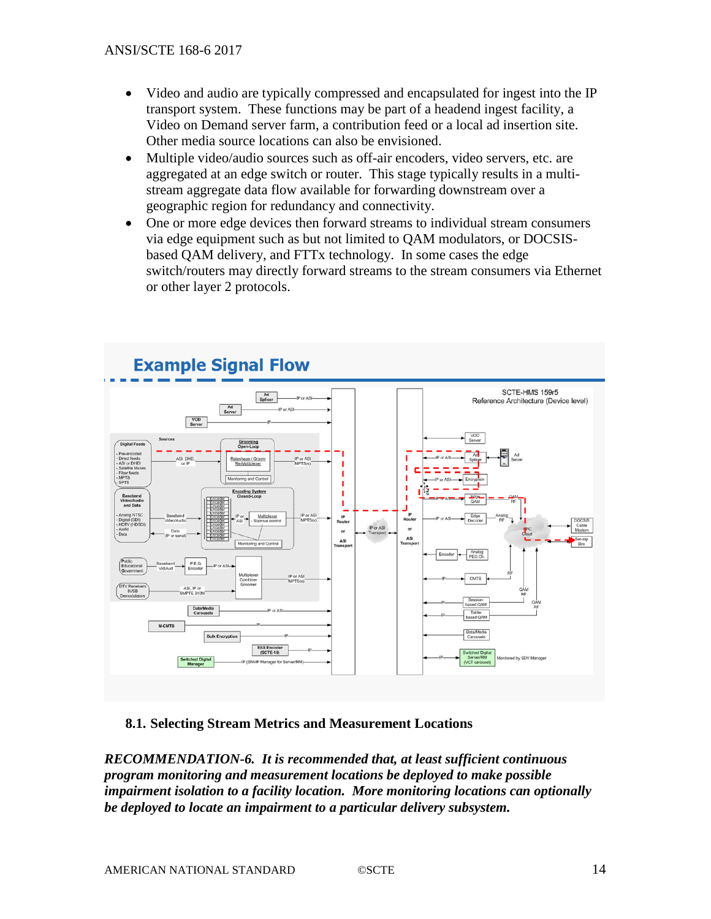- Video and audio are typically compressed and encapsulated for ingest into the IP transport system. These functions may be part of a headend ingest facility, a Video on Demand server farm, a contribution feed or a local ad insertion site. Other media source locations can also be envisioned.
- Multiple video/audio sources such as off-air encoders, video servers, etc. are aggregated at an edge switch or router. This stage typically results in a multi-stream aggregate data flow available for forwarding downstream over a geographic region for redundancy and connectivity.
- One or more edge devices then forward streams to individual stream consumers via edge equipment such as but not limited to QAM modulators, or DOCSIS-based QAM delivery, and FTTx technology. In some cases the edge switch/routers may directly forward streams to the stream consumers via Ethernet or other layer 2 protocols.

## 8.1. Selecting Stream Metrics and Measurement Locations

***RECOMMENDATION-6. It is recommended that, at least sufficient continuous program monitoring and measurement locations be deployed to make possible impairment isolation to a facility location. More monitoring locations can optionally be deployed to locate an impairment to a particular delivery subsystem.***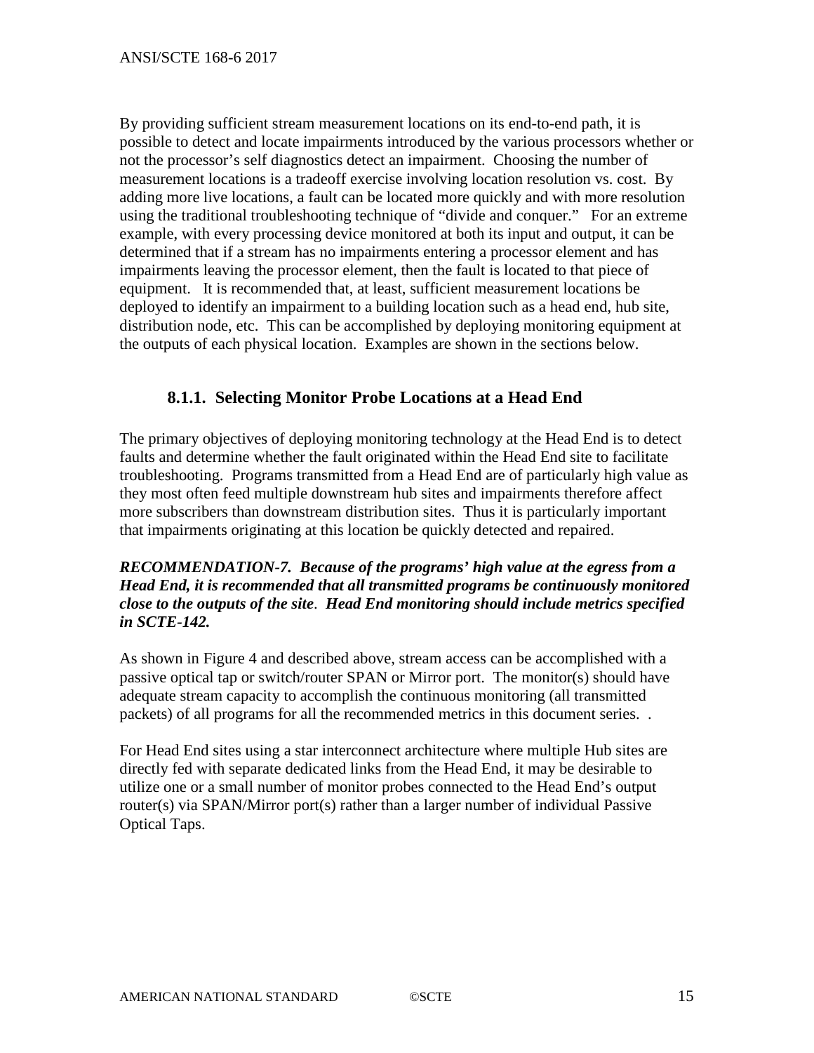By providing sufficient stream measurement locations on its end-to-end path, it is possible to detect and locate impairments introduced by the various processors whether or not the processor's self diagnostics detect an impairment. Choosing the number of measurement locations is a tradeoff exercise involving location resolution vs. cost. By adding more live locations, a fault can be located more quickly and with more resolution using the traditional troubleshooting technique of "divide and conquer." For an extreme example, with every processing device monitored at both its input and output, it can be determined that if a stream has no impairments entering a processor element and has impairments leaving the processor element, then the fault is located to that piece of equipment. It is recommended that, at least, sufficient measurement locations be deployed to identify an impairment to a building location such as a head end, hub site, distribution node, etc. This can be accomplished by deploying monitoring equipment at the outputs of each physical location. Examples are shown in the sections below.

### 8.1.1. Selecting Monitor Probe Locations at a Head End

The primary objectives of deploying monitoring technology at the Head End is to detect faults and determine whether the fault originated within the Head End site to facilitate troubleshooting. Programs transmitted from a Head End are of particularly high value as they most often feed multiple downstream hub sites and impairments therefore affect more subscribers than downstream distribution sites. Thus it is particularly important that impairments originating at this location be quickly detected and repaired.

***RECOMMENDATION-7. Because of the programs' high value at the egress from a Head End, it is recommended that all transmitted programs be continuously monitored close to the outputs of the site. Head End monitoring should include metrics specified in SCTE-142.***

As shown in Figure 4 and described above, stream access can be accomplished with a passive optical tap or switch/router SPAN or Mirror port. The monitor(s) should have adequate stream capacity to accomplish the continuous monitoring (all transmitted packets) of all programs for all the recommended metrics in this document series. .

For Head End sites using a star interconnect architecture where multiple Hub sites are directly fed with separate dedicated links from the Head End, it may be desirable to utilize one or a small number of monitor probes connected to the Head End's output router(s) via SPAN/Mirror port(s) rather than a larger number of individual Passive Optical Taps.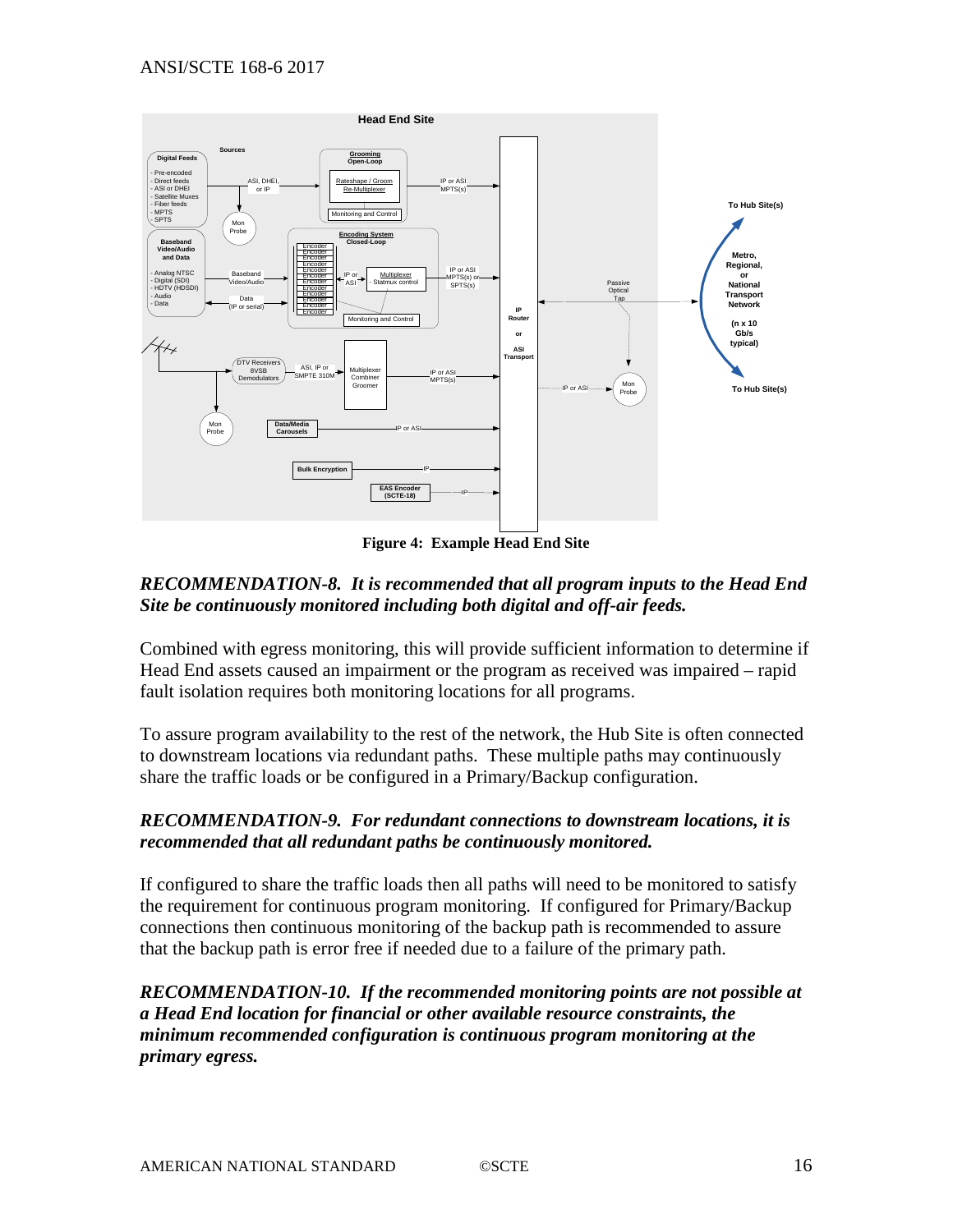**Figure 4: Example Head End Site**

***RECOMMENDATION-8. It is recommended that all program inputs to the Head End Site be continuously monitored including both digital and off-air feeds.***

Combined with egress monitoring, this will provide sufficient information to determine if Head End assets caused an impairment or the program as received was impaired – rapid fault isolation requires both monitoring locations for all programs.

To assure program availability to the rest of the network, the Hub Site is often connected to downstream locations via redundant paths. These multiple paths may continuously share the traffic loads or be configured in a Primary/Backup configuration.

***RECOMMENDATION-9. For redundant connections to downstream locations, it is recommended that all redundant paths be continuously monitored.***

If configured to share the traffic loads then all paths will need to be monitored to satisfy the requirement for continuous program monitoring. If configured for Primary/Backup connections then continuous monitoring of the backup path is recommended to assure that the backup path is error free if needed due to a failure of the primary path.

***RECOMMENDATION-10. If the recommended monitoring points are not possible at a Head End location for financial or other available resource constraints, the minimum recommended configuration is continuous program monitoring at the primary egress.***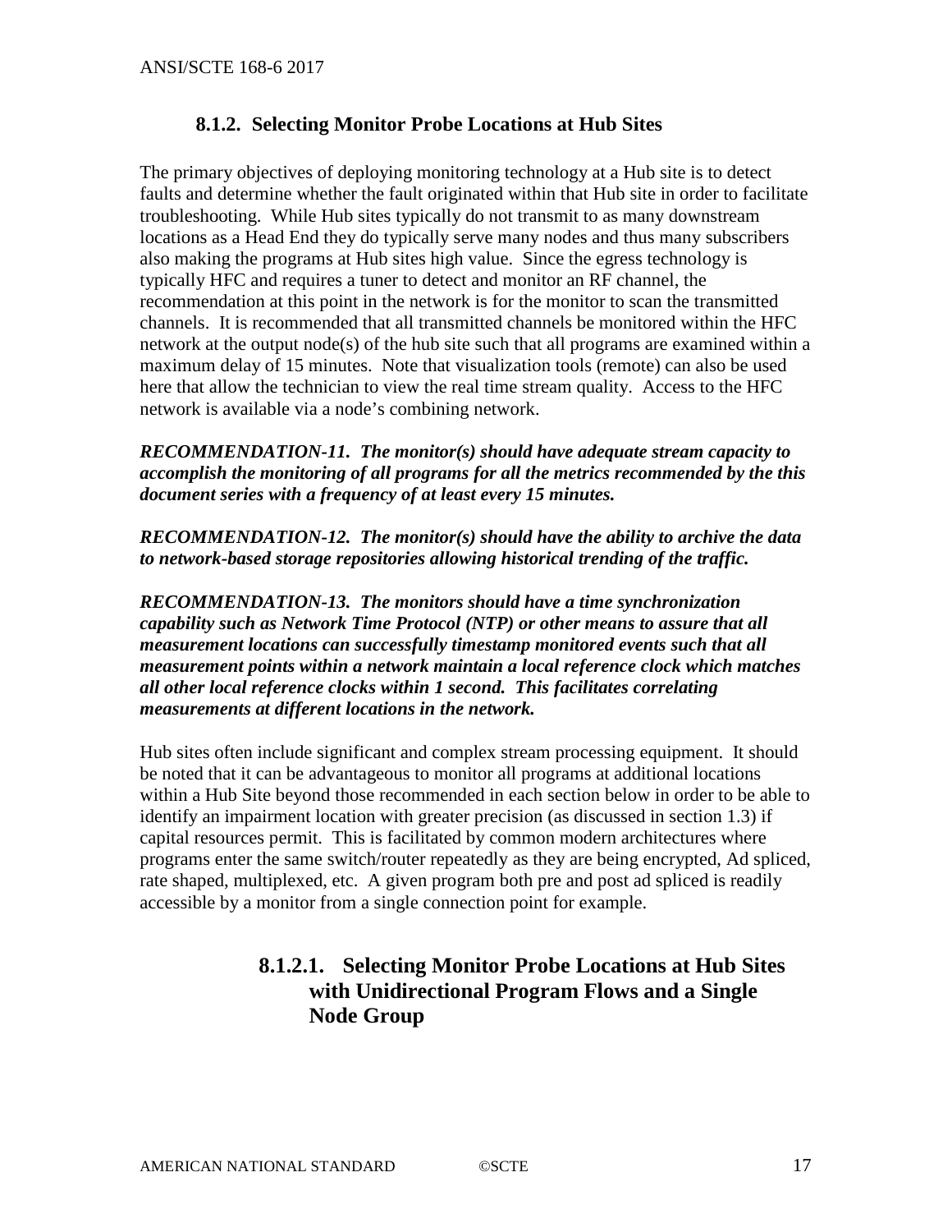### 8.1.2. Selecting Monitor Probe Locations at Hub Sites

The primary objectives of deploying monitoring technology at a Hub site is to detect faults and determine whether the fault originated within that Hub site in order to facilitate troubleshooting. While Hub sites typically do not transmit to as many downstream locations as a Head End they do typically serve many nodes and thus many subscribers also making the programs at Hub sites high value. Since the egress technology is typically HFC and requires a tuner to detect and monitor an RF channel, the recommendation at this point in the network is for the monitor to scan the transmitted channels. It is recommended that all transmitted channels be monitored within the HFC network at the output node(s) of the hub site such that all programs are examined within a maximum delay of 15 minutes. Note that visualization tools (remote) can also be used here that allow the technician to view the real time stream quality. Access to the HFC network is available via a node's combining network.

***RECOMMENDATION-11. The monitor(s) should have adequate stream capacity to accomplish the monitoring of all programs for all the metrics recommended by the this document series with a frequency of at least every 15 minutes.***

***RECOMMENDATION-12. The monitor(s) should have the ability to archive the data to network-based storage repositories allowing historical trending of the traffic.***

***RECOMMENDATION-13. The monitors should have a time synchronization capability such as Network Time Protocol (NTP) or other means to assure that all measurement locations can successfully timestamp monitored events such that all measurement points within a network maintain a local reference clock which matches all other local reference clocks within 1 second. This facilitates correlating measurements at different locations in the network.***

Hub sites often include significant and complex stream processing equipment. It should be noted that it can be advantageous to monitor all programs at additional locations within a Hub Site beyond those recommended in each section below in order to be able to identify an impairment location with greater precision (as discussed in section 1.3) if capital resources permit. This is facilitated by common modern architectures where programs enter the same switch/router repeatedly as they are being encrypted, Ad spliced, rate shaped, multiplexed, etc. A given program both pre and post ad spliced is readily accessible by a monitor from a single connection point for example.

#### 8.1.2.1. Selecting Monitor Probe Locations at Hub Sites with Unidirectional Program Flows and a Single Node Group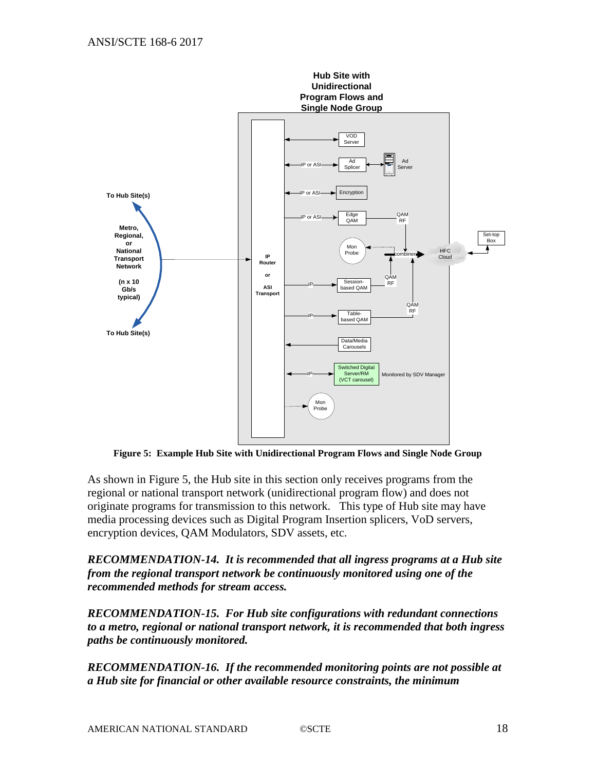Figure 5: Example Hub Site with Unidirectional Program Flows and Single Node Group

As shown in Figure 5, the Hub site in this section only receives programs from the regional or national transport network (unidirectional program flow) and does not originate programs for transmission to this network. This type of Hub site may have media processing devices such as Digital Program Insertion splicers, VoD servers, encryption devices, QAM Modulators, SDV assets, etc.

***RECOMMENDATION-14. It is recommended that all ingress programs at a Hub site from the regional transport network be continuously monitored using one of the recommended methods for stream access.***

***RECOMMENDATION-15. For Hub site configurations with redundant connections to a metro, regional or national transport network, it is recommended that both ingress paths be continuously monitored.***

***RECOMMENDATION-16. If the recommended monitoring points are not possible at a Hub site for financial or other available resource constraints, the minimum***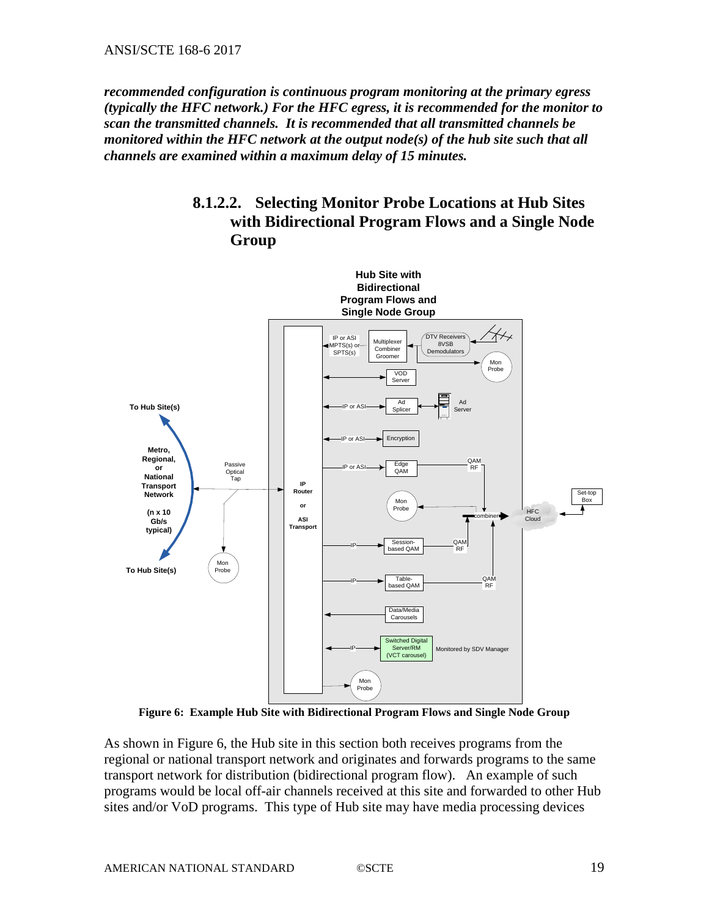***recommended configuration is continuous program monitoring at the primary egress (typically the HFC network.) For the HFC egress, it is recommended for the monitor to scan the transmitted channels. It is recommended that all transmitted channels be monitored within the HFC network at the output node(s) of the hub site such that all channels are examined within a maximum delay of 15 minutes.***

#### 8.1.2.2. Selecting Monitor Probe Locations at Hub Sites with Bidirectional Program Flows and a Single Node Group

**Figure 6: Example Hub Site with Bidirectional Program Flows and Single Node Group**

As shown in Figure 6, the Hub site in this section both receives programs from the regional or national transport network and originates and forwards programs to the same transport network for distribution (bidirectional program flow). An example of such programs would be local off-air channels received at this site and forwarded to other Hub sites and/or VoD programs. This type of Hub site may have media processing devices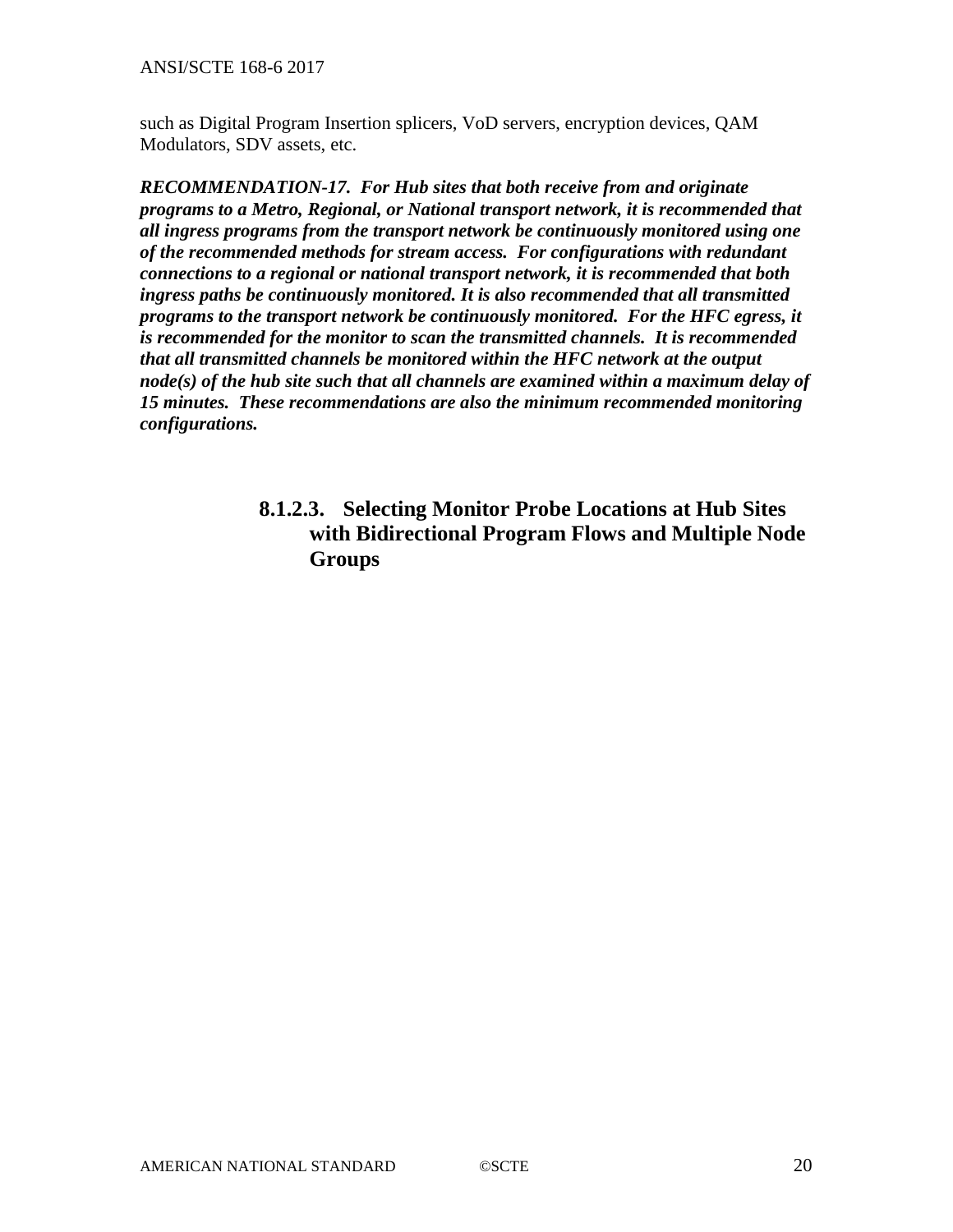such as Digital Program Insertion splicers, VoD servers, encryption devices, QAM Modulators, SDV assets, etc.

***RECOMMENDATION-17. For Hub sites that both receive from and originate programs to a Metro, Regional, or National transport network, it is recommended that all ingress programs from the transport network be continuously monitored using one of the recommended methods for stream access. For configurations with redundant connections to a regional or national transport network, it is recommended that both ingress paths be continuously monitored. It is also recommended that all transmitted programs to the transport network be continuously monitored. For the HFC egress, it is recommended for the monitor to scan the transmitted channels. It is recommended that all transmitted channels be monitored within the HFC network at the output node(s) of the hub site such that all channels are examined within a maximum delay of 15 minutes. These recommendations are also the minimum recommended monitoring configurations.***

#### 8.1.2.3. Selecting Monitor Probe Locations at Hub Sites with Bidirectional Program Flows and Multiple Node Groups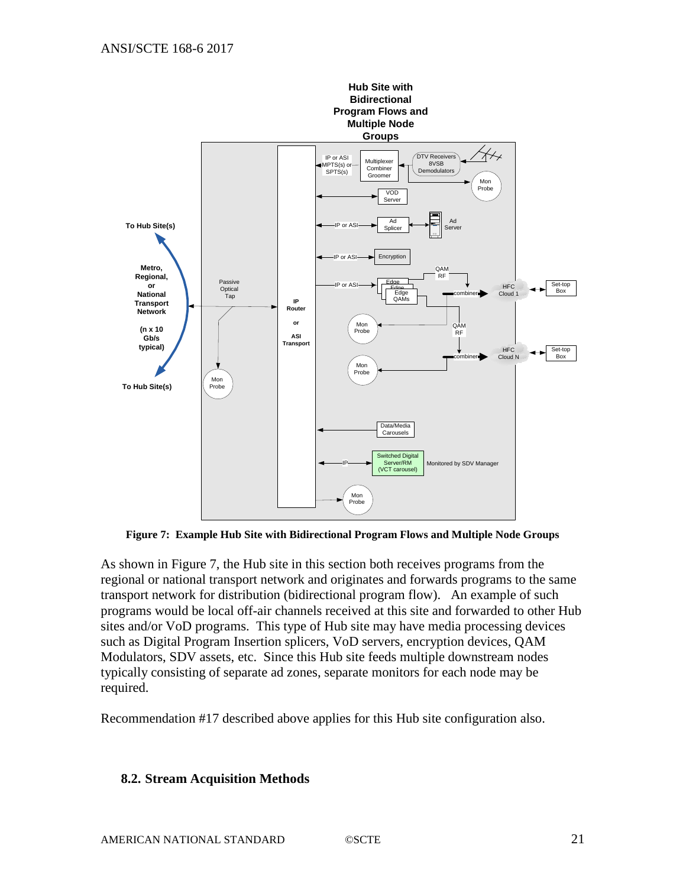Figure 7: Example Hub Site with Bidirectional Program Flows and Multiple Node Groups

As shown in Figure 7, the Hub site in this section both receives programs from the regional or national transport network and originates and forwards programs to the same transport network for distribution (bidirectional program flow). An example of such programs would be local off-air channels received at this site and forwarded to other Hub sites and/or VoD programs. This type of Hub site may have media processing devices such as Digital Program Insertion splicers, VoD servers, encryption devices, QAM Modulators, SDV assets, etc. Since this Hub site feeds multiple downstream nodes typically consisting of separate ad zones, separate monitors for each node may be required.

Recommendation #17 described above applies for this Hub site configuration also.

## 8.2. Stream Acquisition Methods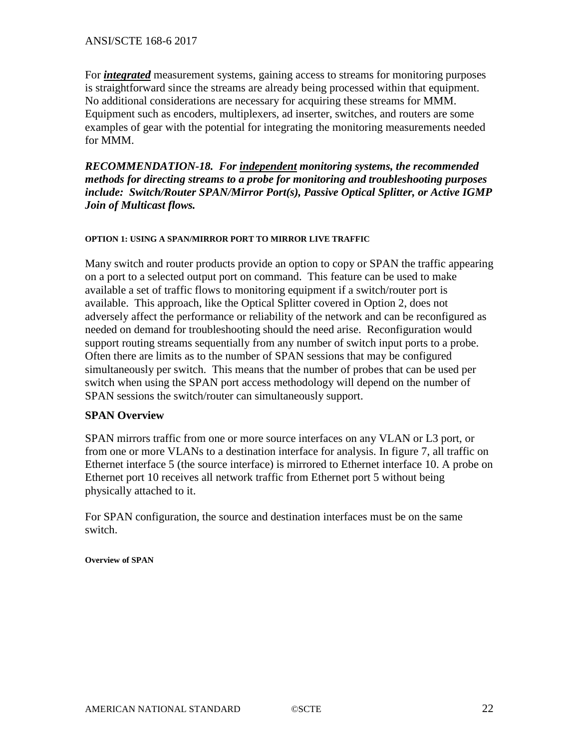For ***integrated*** measurement systems, gaining access to streams for monitoring purposes is straightforward since the streams are already being processed within that equipment. No additional considerations are necessary for acquiring these streams for MMM. Equipment such as encoders, multiplexers, ad inserter, switches, and routers are some examples of gear with the potential for integrating the monitoring measurements needed for MMM.

***RECOMMENDATION-18. For independent monitoring systems, the recommended methods for directing streams to a probe for monitoring and troubleshooting purposes include: Switch/Router SPAN/Mirror Port(s), Passive Optical Splitter, or Active IGMP Join of Multicast flows.***

#### OPTION 1: USING A SPAN/MIRROR PORT TO MIRROR LIVE TRAFFIC

Many switch and router products provide an option to copy or SPAN the traffic appearing on a port to a selected output port on command. This feature can be used to make available a set of traffic flows to monitoring equipment if a switch/router port is available. This approach, like the Optical Splitter covered in Option 2, does not adversely affect the performance or reliability of the network and can be reconfigured as needed on demand for troubleshooting should the need arise. Reconfiguration would support routing streams sequentially from any number of switch input ports to a probe. Often there are limits as to the number of SPAN sessions that may be configured simultaneously per switch. This means that the number of probes that can be used per switch when using the SPAN port access methodology will depend on the number of SPAN sessions the switch/router can simultaneously support.

### SPAN Overview

SPAN mirrors traffic from one or more source interfaces on any VLAN or L3 port, or from one or more VLANs to a destination interface for analysis. In figure 7, all traffic on Ethernet interface 5 (the source interface) is mirrored to Ethernet interface 10. A probe on Ethernet port 10 receives all network traffic from Ethernet port 5 without being physically attached to it.

For SPAN configuration, the source and destination interfaces must be on the same switch.

**Overview of SPAN**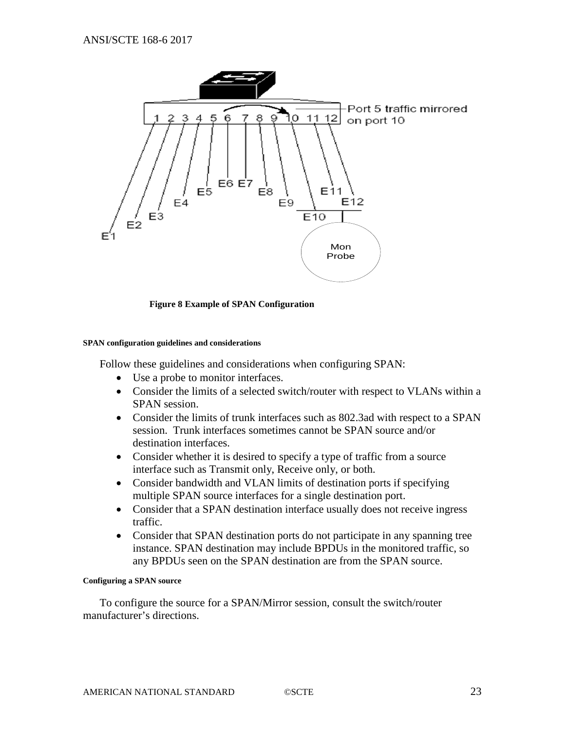**Figure 8 Example of SPAN Configuration**

##### SPAN configuration guidelines and considerations

Follow these guidelines and considerations when configuring SPAN:

- Use a probe to monitor interfaces.
- Consider the limits of a selected switch/router with respect to VLANs within a SPAN session.
- Consider the limits of trunk interfaces such as 802.3ad with respect to a SPAN session. Trunk interfaces sometimes cannot be SPAN source and/or destination interfaces.
- Consider whether it is desired to specify a type of traffic from a source interface such as Transmit only, Receive only, or both.
- Consider bandwidth and VLAN limits of destination ports if specifying multiple SPAN source interfaces for a single destination port.
- Consider that a SPAN destination interface usually does not receive ingress traffic.
- Consider that SPAN destination ports do not participate in any spanning tree instance. SPAN destination may include BPDUs in the monitored traffic, so any BPDUs seen on the SPAN destination are from the SPAN source.

##### Configuring a SPAN source

To configure the source for a SPAN/Mirror session, consult the switch/router manufacturer's directions.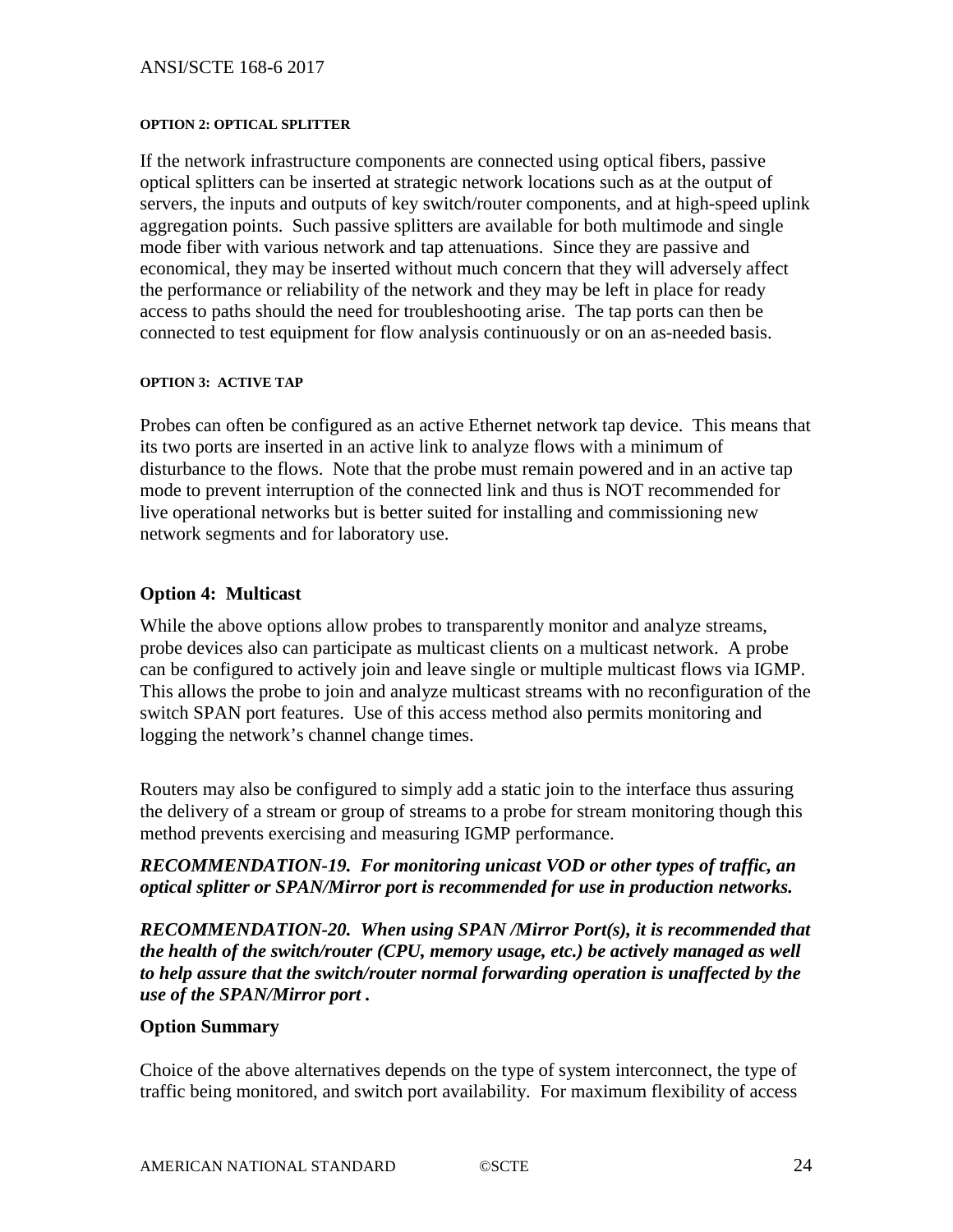##### OPTION 2: OPTICAL SPLITTER

If the network infrastructure components are connected using optical fibers, passive optical splitters can be inserted at strategic network locations such as at the output of servers, the inputs and outputs of key switch/router components, and at high-speed uplink aggregation points. Such passive splitters are available for both multimode and single mode fiber with various network and tap attenuations. Since they are passive and economical, they may be inserted without much concern that they will adversely affect the performance or reliability of the network and they may be left in place for ready access to paths should the need for troubleshooting arise. The tap ports can then be connected to test equipment for flow analysis continuously or on an as-needed basis.

##### OPTION 3: ACTIVE TAP

Probes can often be configured as an active Ethernet network tap device. This means that its two ports are inserted in an active link to analyze flows with a minimum of disturbance to the flows. Note that the probe must remain powered and in an active tap mode to prevent interruption of the connected link and thus is NOT recommended for live operational networks but is better suited for installing and commissioning new network segments and for laboratory use.

#### Option 4: Multicast

While the above options allow probes to transparently monitor and analyze streams, probe devices also can participate as multicast clients on a multicast network. A probe can be configured to actively join and leave single or multiple multicast flows via IGMP. This allows the probe to join and analyze multicast streams with no reconfiguration of the switch SPAN port features. Use of this access method also permits monitoring and logging the network's channel change times.

Routers may also be configured to simply add a static join to the interface thus assuring the delivery of a stream or group of streams to a probe for stream monitoring though this method prevents exercising and measuring IGMP performance.

***RECOMMENDATION-19. For monitoring unicast VOD or other types of traffic, an optical splitter or SPAN/Mirror port is recommended for use in production networks.***

***RECOMMENDATION-20. When using SPAN /Mirror Port(s), it is recommended that the health of the switch/router (CPU, memory usage, etc.) be actively managed as well to help assure that the switch/router normal forwarding operation is unaffected by the use of the SPAN/Mirror port .***

#### Option Summary

Choice of the above alternatives depends on the type of system interconnect, the type of traffic being monitored, and switch port availability. For maximum flexibility of access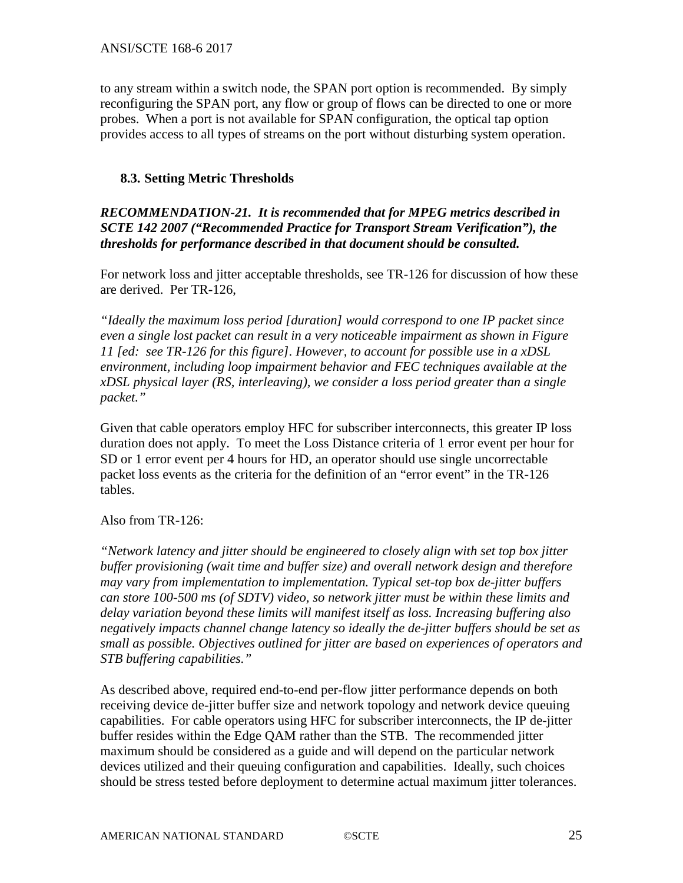to any stream within a switch node, the SPAN port option is recommended. By simply reconfiguring the SPAN port, any flow or group of flows can be directed to one or more probes. When a port is not available for SPAN configuration, the optical tap option provides access to all types of streams on the port without disturbing system operation.

### 8.3. Setting Metric Thresholds

***RECOMMENDATION-21. It is recommended that for MPEG metrics described in SCTE 142 2007 ("Recommended Practice for Transport Stream Verification"), the thresholds for performance described in that document should be consulted.***

For network loss and jitter acceptable thresholds, see TR-126 for discussion of how these are derived. Per TR-126,

*"Ideally the maximum loss period [duration] would correspond to one IP packet since even a single lost packet can result in a very noticeable impairment as shown in Figure 11 [ed: see TR-126 for this figure]. However, to account for possible use in a xDSL environment, including loop impairment behavior and FEC techniques available at the xDSL physical layer (RS, interleaving), we consider a loss period greater than a single packet."*

Given that cable operators employ HFC for subscriber interconnects, this greater IP loss duration does not apply. To meet the Loss Distance criteria of 1 error event per hour for SD or 1 error event per 4 hours for HD, an operator should use single uncorrectable packet loss events as the criteria for the definition of an "error event" in the TR-126 tables.

Also from TR-126:

*"Network latency and jitter should be engineered to closely align with set top box jitter buffer provisioning (wait time and buffer size) and overall network design and therefore may vary from implementation to implementation. Typical set-top box de-jitter buffers can store 100-500 ms (of SDTV) video, so network jitter must be within these limits and delay variation beyond these limits will manifest itself as loss. Increasing buffering also negatively impacts channel change latency so ideally the de-jitter buffers should be set as small as possible. Objectives outlined for jitter are based on experiences of operators and STB buffering capabilities."*

As described above, required end-to-end per-flow jitter performance depends on both receiving device de-jitter buffer size and network topology and network device queuing capabilities. For cable operators using HFC for subscriber interconnects, the IP de-jitter buffer resides within the Edge QAM rather than the STB. The recommended jitter maximum should be considered as a guide and will depend on the particular network devices utilized and their queuing configuration and capabilities. Ideally, such choices should be stress tested before deployment to determine actual maximum jitter tolerances.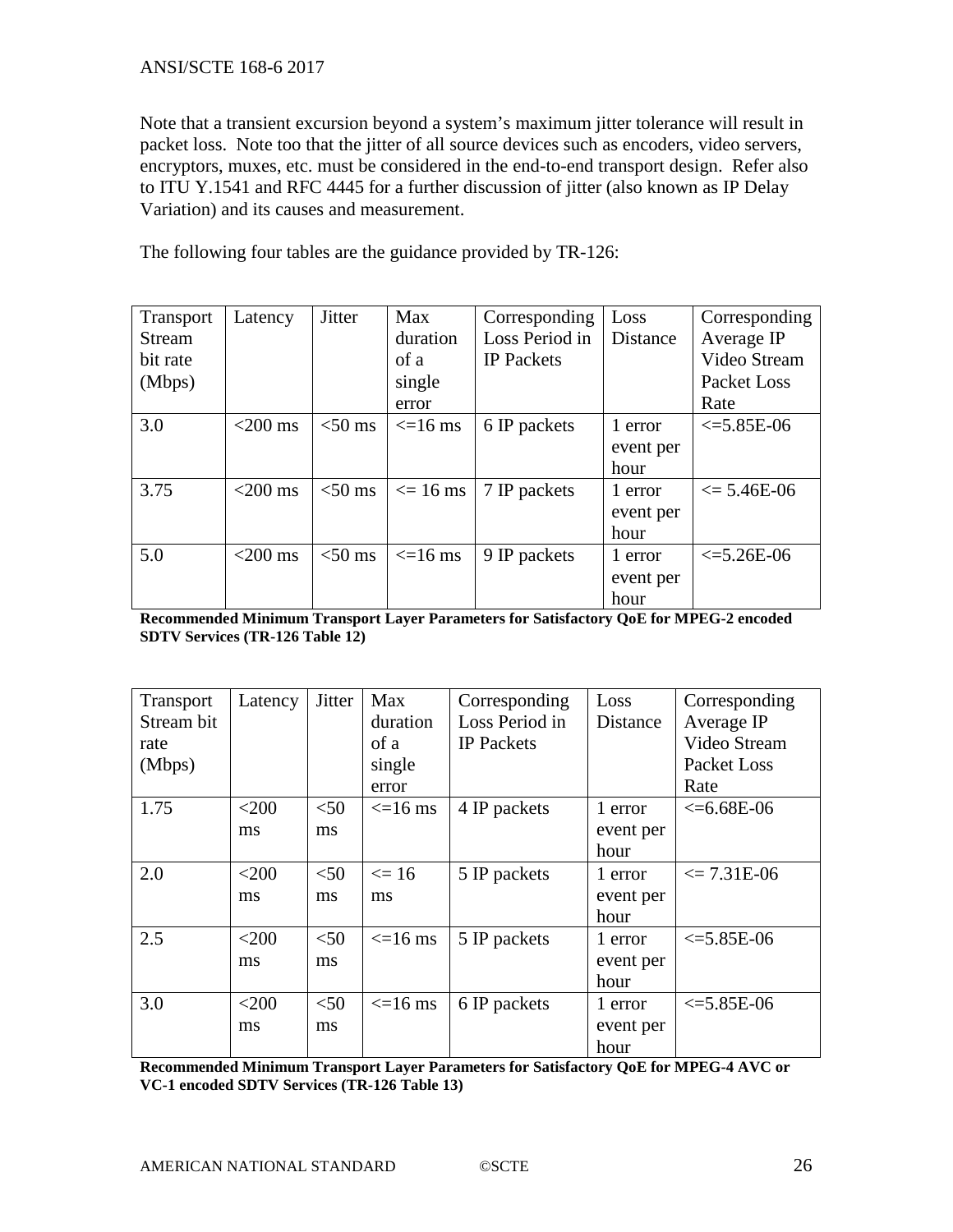Note that a transient excursion beyond a system's maximum jitter tolerance will result in packet loss. Note too that the jitter of all source devices such as encoders, video servers, encryptors, muxes, etc. must be considered in the end-to-end transport design. Refer also to ITU Y.1541 and RFC 4445 for a further discussion of jitter (also known as IP Delay Variation) and its causes and measurement.

The following four tables are the guidance provided by TR-126:

| Transport Stream bit rate (Mbps) | Latency | Jitter | Max duration of a single error | Corresponding Loss Period in IP Packets | Loss Distance | Corresponding Average IP Video Stream Packet Loss Rate |
|---|---|---|---|---|---|---|
| 3.0 | <200 ms | <50 ms | <=16 ms | 6 IP packets | 1 error event per hour | <=5.85E-06 |
| 3.75 | <200 ms | <50 ms | <= 16 ms | 7 IP packets | 1 error event per hour | <= 5.46E-06 |
| 5.0 | <200 ms | <50 ms | <=16 ms | 9 IP packets | 1 error event per hour | <=5.26E-06 |

**Recommended Minimum Transport Layer Parameters for Satisfactory QoE for MPEG-2 encoded SDTV Services (TR-126 Table 12)**

| Transport Stream bit rate (Mbps) | Latency | Jitter | Max duration of a single error | Corresponding Loss Period in IP Packets | Loss Distance | Corresponding Average IP Video Stream Packet Loss Rate |
|---|---|---|---|---|---|---|
| 1.75 | <200 ms | <50 ms | <=16 ms | 4 IP packets | 1 error event per hour | <=6.68E-06 |
| 2.0 | <200 ms | <50 ms | <= 16 ms | 5 IP packets | 1 error event per hour | <= 7.31E-06 |
| 2.5 | <200 ms | <50 ms | <=16 ms | 5 IP packets | 1 error event per hour | <=5.85E-06 |
| 3.0 | <200 ms | <50 ms | <=16 ms | 6 IP packets | 1 error event per hour | <=5.85E-06 |

**Recommended Minimum Transport Layer Parameters for Satisfactory QoE for MPEG-4 AVC or VC-1 encoded SDTV Services (TR-126 Table 13)**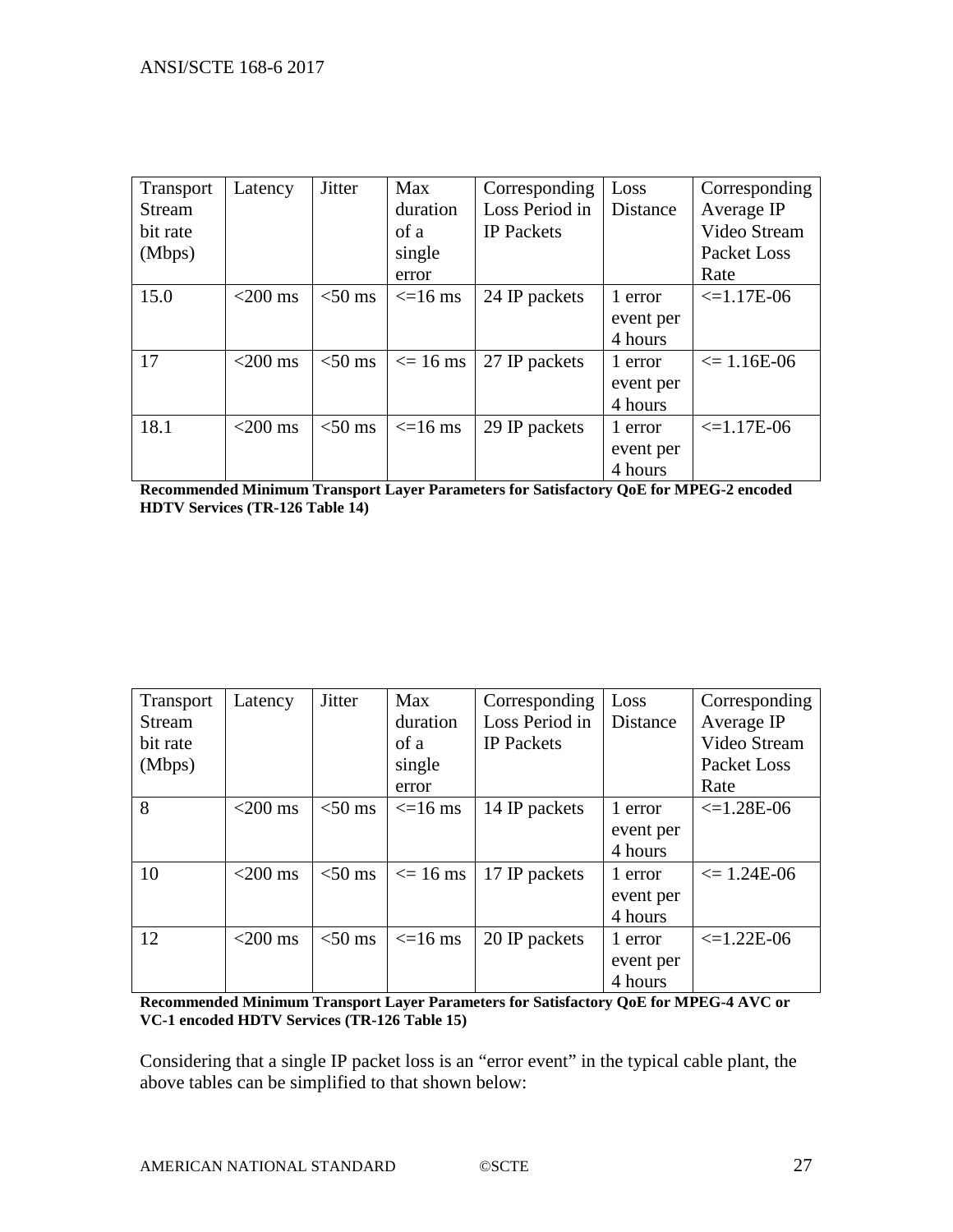| Transport Stream bit rate (Mbps) | Latency | Jitter | Max duration of a single error | Corresponding Loss Period in IP Packets | Loss Distance | Corresponding Average IP Video Stream Packet Loss Rate |
|---|---|---|---|---|---|---|
| 15.0 | <200 ms | <50 ms | <=16 ms | 24 IP packets | 1 error event per 4 hours | <=1.17E-06 |
| 17 | <200 ms | <50 ms | <= 16 ms | 27 IP packets | 1 error event per 4 hours | <= 1.16E-06 |
| 18.1 | <200 ms | <50 ms | <=16 ms | 29 IP packets | 1 error event per 4 hours | <=1.17E-06 |

**Recommended Minimum Transport Layer Parameters for Satisfactory QoE for MPEG-2 encoded HDTV Services (TR-126 Table 14)**

| Transport Stream bit rate (Mbps) | Latency | Jitter | Max duration of a single error | Corresponding Loss Period in IP Packets | Loss Distance | Corresponding Average IP Video Stream Packet Loss Rate |
|---|---|---|---|---|---|---|
| 8 | <200 ms | <50 ms | <=16 ms | 14 IP packets | 1 error event per 4 hours | <=1.28E-06 |
| 10 | <200 ms | <50 ms | <= 16 ms | 17 IP packets | 1 error event per 4 hours | <= 1.24E-06 |
| 12 | <200 ms | <50 ms | <=16 ms | 20 IP packets | 1 error event per 4 hours | <=1.22E-06 |

**Recommended Minimum Transport Layer Parameters for Satisfactory QoE for MPEG-4 AVC or VC-1 encoded HDTV Services (TR-126 Table 15)**

Considering that a single IP packet loss is an “error event” in the typical cable plant, the above tables can be simplified to that shown below: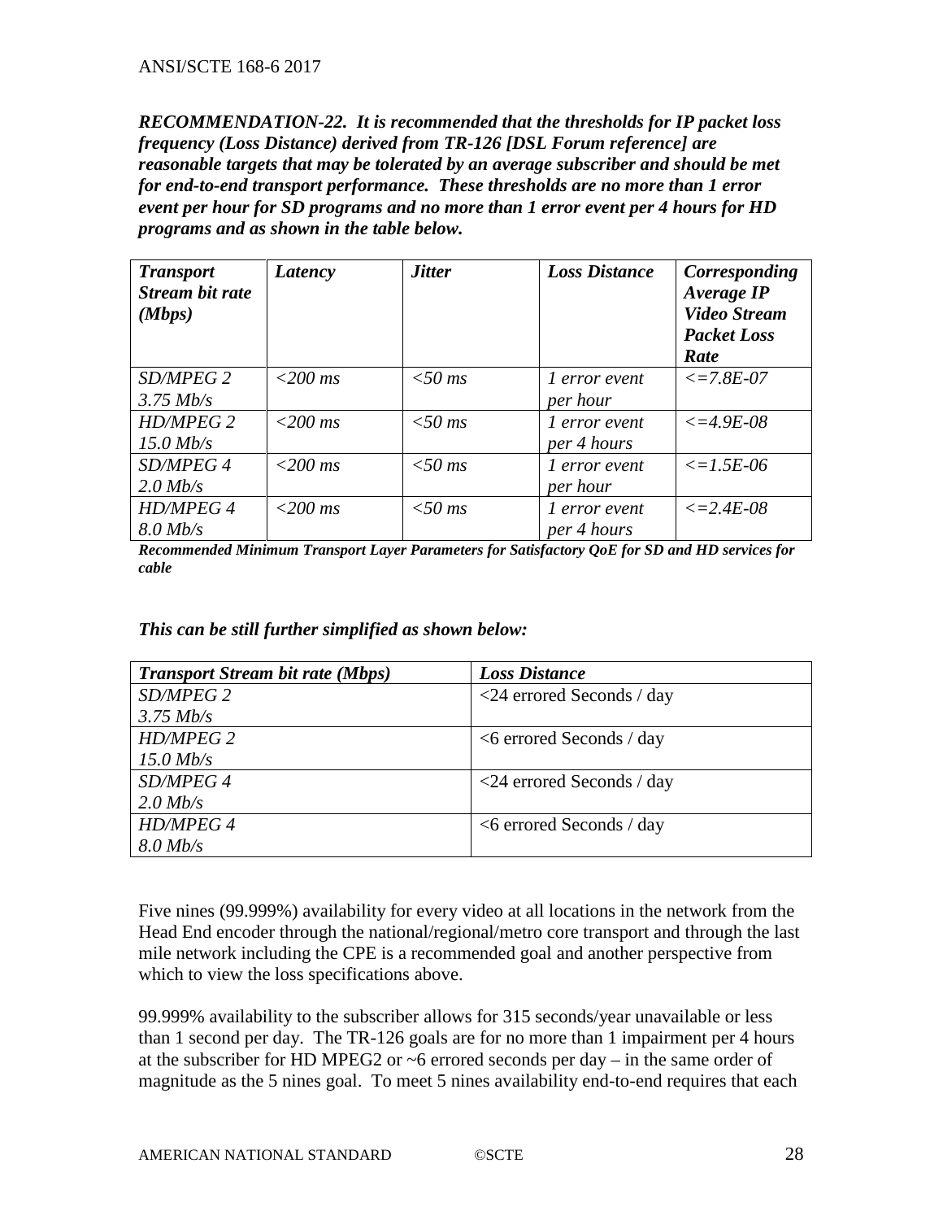***RECOMMENDATION-22. It is recommended that the thresholds for IP packet loss frequency (Loss Distance) derived from TR-126 [DSL Forum reference] are reasonable targets that may be tolerated by an average subscriber and should be met for end-to-end transport performance. These thresholds are no more than 1 error event per hour for SD programs and no more than 1 error event per 4 hours for HD programs and as shown in the table below.***

| ***Transport Stream bit rate (Mbps)*** | ***Latency*** | ***Jitter*** | ***Loss Distance*** | ***Corresponding Average IP Video Stream Packet Loss Rate*** |
|---|---|---|---|---|
| *SD/MPEG 2 3.75 Mb/s* | *<200 ms* | *<50 ms* | *1 error event per hour* | *<=7.8E-07* |
| *HD/MPEG 2 15.0 Mb/s* | *<200 ms* | *<50 ms* | *1 error event per 4 hours* | *<=4.9E-08* |
| *SD/MPEG 4 2.0 Mb/s* | *<200 ms* | *<50 ms* | *1 error event per hour* | *<=1.5E-06* |
| *HD/MPEG 4 8.0 Mb/s* | *<200 ms* | *<50 ms* | *1 error event per 4 hours* | *<=2.4E-08* |

***Recommended Minimum Transport Layer Parameters for Satisfactory QoE for SD and HD services for cable***

***This can be still further simplified as shown below:***

| ***Transport Stream bit rate (Mbps)*** | ***Loss Distance*** |
|---|---|
| *SD/MPEG 2 3.75 Mb/s* | <24 errored Seconds / day |
| *HD/MPEG 2 15.0 Mb/s* | <6 errored Seconds / day |
| *SD/MPEG 4 2.0 Mb/s* | <24 errored Seconds / day |
| *HD/MPEG 4 8.0 Mb/s* | <6 errored Seconds / day |

Five nines (99.999%) availability for every video at all locations in the network from the Head End encoder through the national/regional/metro core transport and through the last mile network including the CPE is a recommended goal and another perspective from which to view the loss specifications above.

99.999% availability to the subscriber allows for 315 seconds/year unavailable or less than 1 second per day. The TR-126 goals are for no more than 1 impairment per 4 hours at the subscriber for HD MPEG2 or ~6 errored seconds per day – in the same order of magnitude as the 5 nines goal. To meet 5 nines availability end-to-end requires that each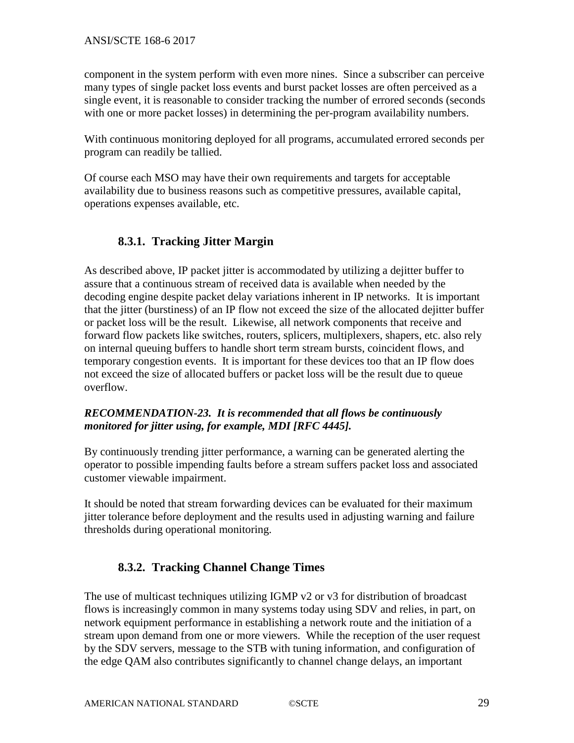component in the system perform with even more nines. Since a subscriber can perceive many types of single packet loss events and burst packet losses are often perceived as a single event, it is reasonable to consider tracking the number of errored seconds (seconds with one or more packet losses) in determining the per-program availability numbers.

With continuous monitoring deployed for all programs, accumulated errored seconds per program can readily be tallied.

Of course each MSO may have their own requirements and targets for acceptable availability due to business reasons such as competitive pressures, available capital, operations expenses available, etc.

### 8.3.1. Tracking Jitter Margin

As described above, IP packet jitter is accommodated by utilizing a dejitter buffer to assure that a continuous stream of received data is available when needed by the decoding engine despite packet delay variations inherent in IP networks. It is important that the jitter (burstiness) of an IP flow not exceed the size of the allocated dejitter buffer or packet loss will be the result. Likewise, all network components that receive and forward flow packets like switches, routers, splicers, multiplexers, shapers, etc. also rely on internal queuing buffers to handle short term stream bursts, coincident flows, and temporary congestion events. It is important for these devices too that an IP flow does not exceed the size of allocated buffers or packet loss will be the result due to queue overflow.

***RECOMMENDATION-23. It is recommended that all flows be continuously monitored for jitter using, for example, MDI [RFC 4445].***

By continuously trending jitter performance, a warning can be generated alerting the operator to possible impending faults before a stream suffers packet loss and associated customer viewable impairment.

It should be noted that stream forwarding devices can be evaluated for their maximum jitter tolerance before deployment and the results used in adjusting warning and failure thresholds during operational monitoring.

### 8.3.2. Tracking Channel Change Times

The use of multicast techniques utilizing IGMP v2 or v3 for distribution of broadcast flows is increasingly common in many systems today using SDV and relies, in part, on network equipment performance in establishing a network route and the initiation of a stream upon demand from one or more viewers. While the reception of the user request by the SDV servers, message to the STB with tuning information, and configuration of the edge QAM also contributes significantly to channel change delays, an important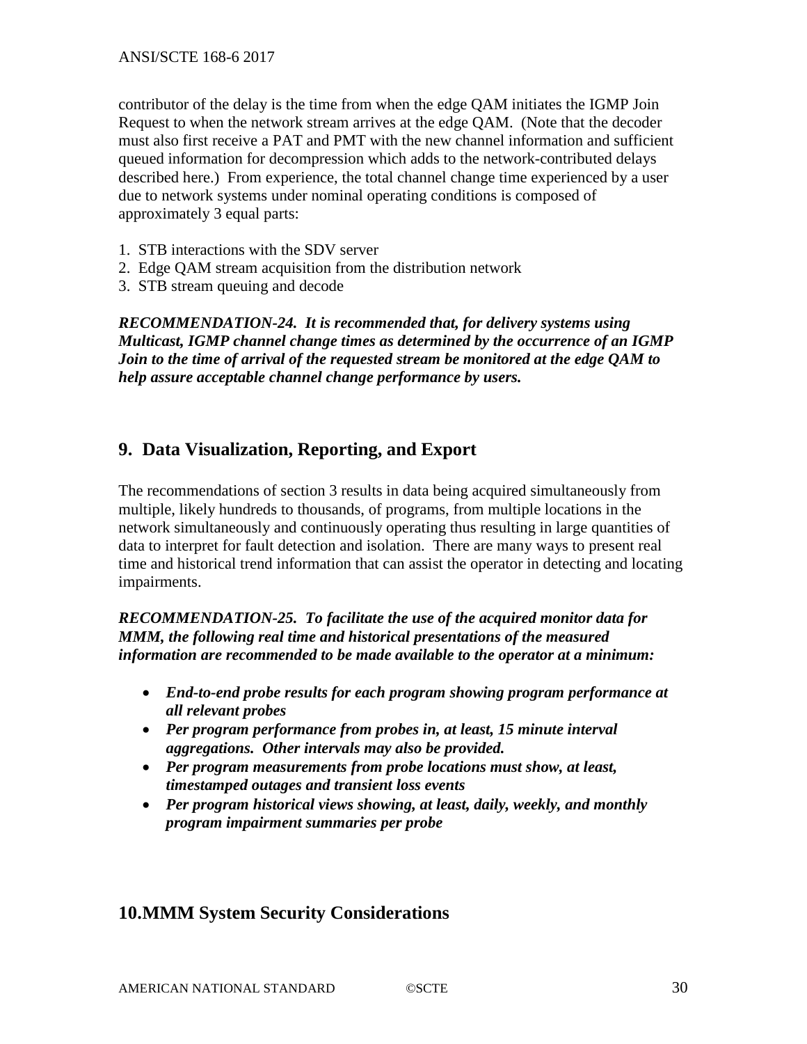contributor of the delay is the time from when the edge QAM initiates the IGMP Join Request to when the network stream arrives at the edge QAM. (Note that the decoder must also first receive a PAT and PMT with the new channel information and sufficient queued information for decompression which adds to the network-contributed delays described here.) From experience, the total channel change time experienced by a user due to network systems under nominal operating conditions is composed of approximately 3 equal parts:

1. STB interactions with the SDV server
2. Edge QAM stream acquisition from the distribution network
3. STB stream queuing and decode

***RECOMMENDATION-24. It is recommended that, for delivery systems using Multicast, IGMP channel change times as determined by the occurrence of an IGMP Join to the time of arrival of the requested stream be monitored at the edge QAM to help assure acceptable channel change performance by users.***

## 9. Data Visualization, Reporting, and Export

The recommendations of section 3 results in data being acquired simultaneously from multiple, likely hundreds to thousands, of programs, from multiple locations in the network simultaneously and continuously operating thus resulting in large quantities of data to interpret for fault detection and isolation. There are many ways to present real time and historical trend information that can assist the operator in detecting and locating impairments.

***RECOMMENDATION-25. To facilitate the use of the acquired monitor data for MMM, the following real time and historical presentations of the measured information are recommended to be made available to the operator at a minimum:***

- ***End-to-end probe results for each program showing program performance at all relevant probes***
- ***Per program performance from probes in, at least, 15 minute interval aggregations. Other intervals may also be provided.***
- ***Per program measurements from probe locations must show, at least, timestamped outages and transient loss events***
- ***Per program historical views showing, at least, daily, weekly, and monthly program impairment summaries per probe***

## 10. MMM System Security Considerations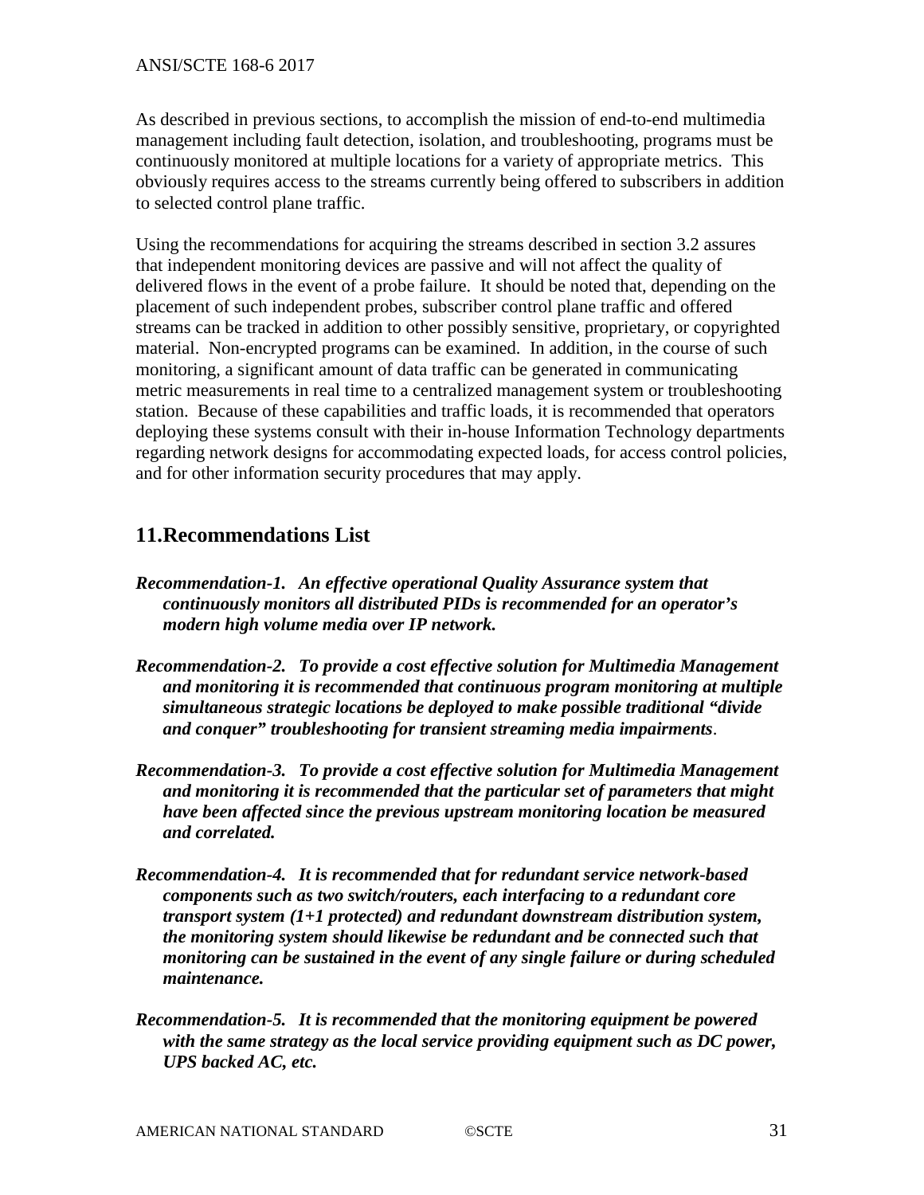As described in previous sections, to accomplish the mission of end-to-end multimedia management including fault detection, isolation, and troubleshooting, programs must be continuously monitored at multiple locations for a variety of appropriate metrics. This obviously requires access to the streams currently being offered to subscribers in addition to selected control plane traffic.

Using the recommendations for acquiring the streams described in section 3.2 assures that independent monitoring devices are passive and will not affect the quality of delivered flows in the event of a probe failure. It should be noted that, depending on the placement of such independent probes, subscriber control plane traffic and offered streams can be tracked in addition to other possibly sensitive, proprietary, or copyrighted material. Non-encrypted programs can be examined. In addition, in the course of such monitoring, a significant amount of data traffic can be generated in communicating metric measurements in real time to a centralized management system or troubleshooting station. Because of these capabilities and traffic loads, it is recommended that operators deploying these systems consult with their in-house Information Technology departments regarding network designs for accommodating expected loads, for access control policies, and for other information security procedures that may apply.

# 11. Recommendations List

***Recommendation-1. An effective operational Quality Assurance system that continuously monitors all distributed PIDs is recommended for an operator's modern high volume media over IP network.***

***Recommendation-2. To provide a cost effective solution for Multimedia Management and monitoring it is recommended that continuous program monitoring at multiple simultaneous strategic locations be deployed to make possible traditional "divide and conquer" troubleshooting for transient streaming media impairments.***

***Recommendation-3. To provide a cost effective solution for Multimedia Management and monitoring it is recommended that the particular set of parameters that might have been affected since the previous upstream monitoring location be measured and correlated.***

***Recommendation-4. It is recommended that for redundant service network-based components such as two switch/routers, each interfacing to a redundant core transport system (1+1 protected) and redundant downstream distribution system, the monitoring system should likewise be redundant and be connected such that monitoring can be sustained in the event of any single failure or during scheduled maintenance.***

***Recommendation-5. It is recommended that the monitoring equipment be powered with the same strategy as the local service providing equipment such as DC power, UPS backed AC, etc.***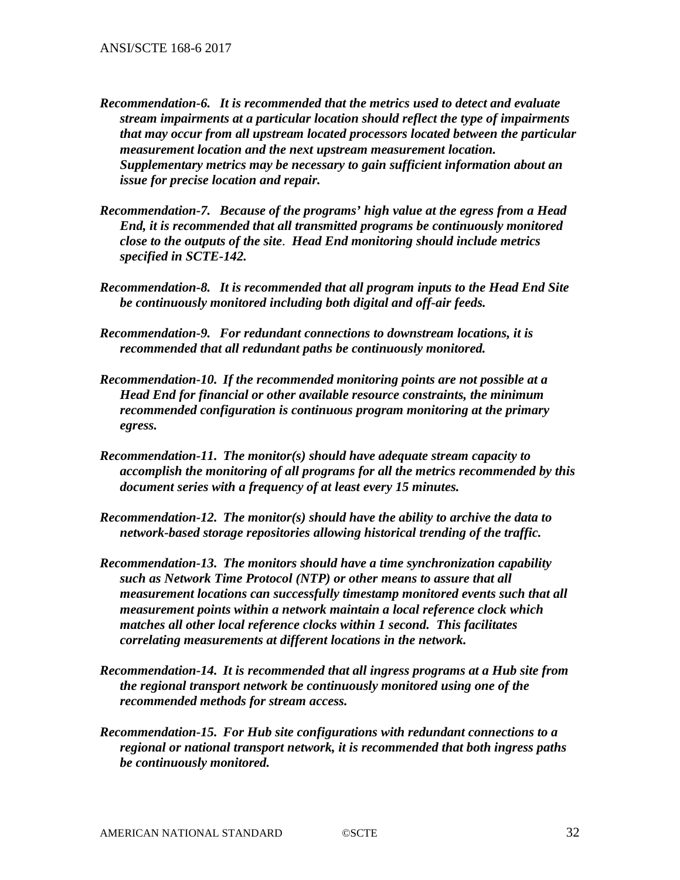***Recommendation-6.*** ***It is recommended that the metrics used to detect and evaluate stream impairments at a particular location should reflect the type of impairments that may occur from all upstream located processors located between the particular measurement location and the next upstream measurement location. Supplementary metrics may be necessary to gain sufficient information about an issue for precise location and repair.***

***Recommendation-7.*** ***Because of the programs' high value at the egress from a Head End, it is recommended that all transmitted programs be continuously monitored close to the outputs of the site. Head End monitoring should include metrics specified in SCTE-142.***

***Recommendation-8.*** ***It is recommended that all program inputs to the Head End Site be continuously monitored including both digital and off-air feeds.***

***Recommendation-9.*** ***For redundant connections to downstream locations, it is recommended that all redundant paths be continuously monitored.***

***Recommendation-10.*** ***If the recommended monitoring points are not possible at a Head End for financial or other available resource constraints, the minimum recommended configuration is continuous program monitoring at the primary egress.***

***Recommendation-11.*** ***The monitor(s) should have adequate stream capacity to accomplish the monitoring of all programs for all the metrics recommended by this document series with a frequency of at least every 15 minutes.***

***Recommendation-12.*** ***The monitor(s) should have the ability to archive the data to network-based storage repositories allowing historical trending of the traffic.***

***Recommendation-13.*** ***The monitors should have a time synchronization capability such as Network Time Protocol (NTP) or other means to assure that all measurement locations can successfully timestamp monitored events such that all measurement points within a network maintain a local reference clock which matches all other local reference clocks within 1 second. This facilitates correlating measurements at different locations in the network.***

***Recommendation-14.*** ***It is recommended that all ingress programs at a Hub site from the regional transport network be continuously monitored using one of the recommended methods for stream access.***

***Recommendation-15.*** ***For Hub site configurations with redundant connections to a regional or national transport network, it is recommended that both ingress paths be continuously monitored.***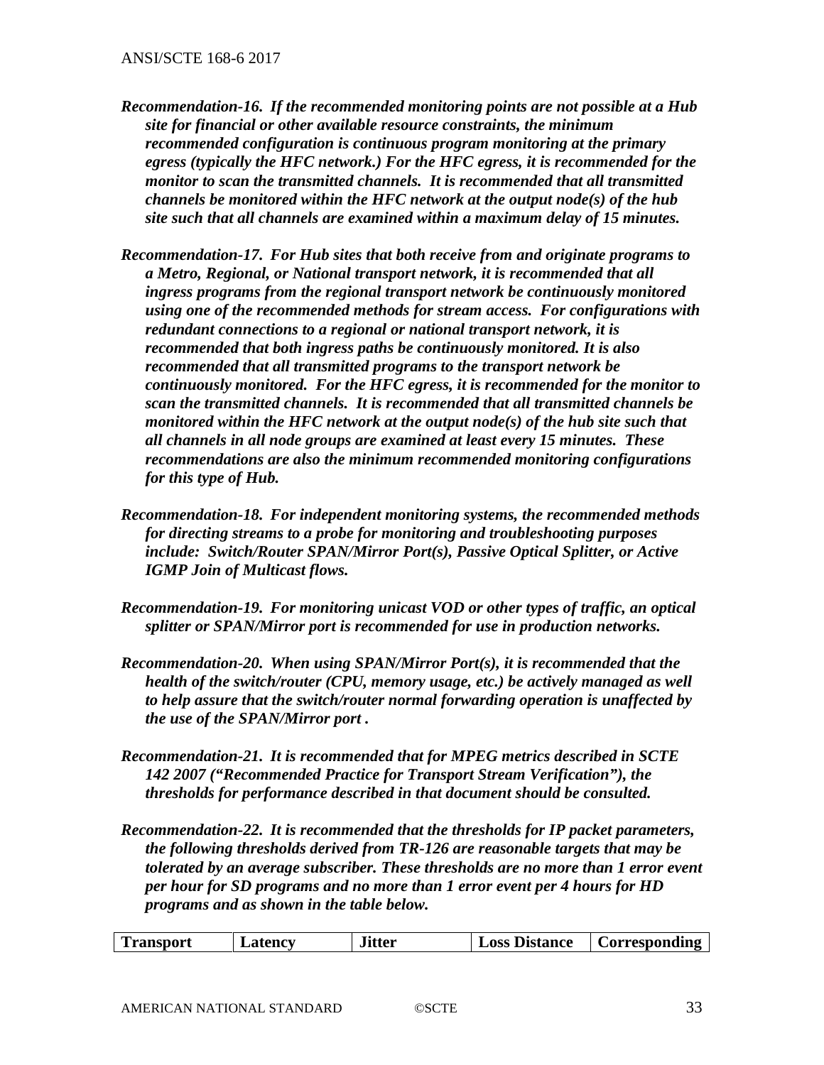***Recommendation-16. If the recommended monitoring points are not possible at a Hub site for financial or other available resource constraints, the minimum recommended configuration is continuous program monitoring at the primary egress (typically the HFC network.) For the HFC egress, it is recommended for the monitor to scan the transmitted channels. It is recommended that all transmitted channels be monitored within the HFC network at the output node(s) of the hub site such that all channels are examined within a maximum delay of 15 minutes.***

***Recommendation-17. For Hub sites that both receive from and originate programs to a Metro, Regional, or National transport network, it is recommended that all ingress programs from the regional transport network be continuously monitored using one of the recommended methods for stream access. For configurations with redundant connections to a regional or national transport network, it is recommended that both ingress paths be continuously monitored. It is also recommended that all transmitted programs to the transport network be continuously monitored. For the HFC egress, it is recommended for the monitor to scan the transmitted channels. It is recommended that all transmitted channels be monitored within the HFC network at the output node(s) of the hub site such that all channels in all node groups are examined at least every 15 minutes. These recommendations are also the minimum recommended monitoring configurations for this type of Hub.***

***Recommendation-18. For independent monitoring systems, the recommended methods for directing streams to a probe for monitoring and troubleshooting purposes include: Switch/Router SPAN/Mirror Port(s), Passive Optical Splitter, or Active IGMP Join of Multicast flows.***

***Recommendation-19. For monitoring unicast VOD or other types of traffic, an optical splitter or SPAN/Mirror port is recommended for use in production networks.***

***Recommendation-20. When using SPAN/Mirror Port(s), it is recommended that the health of the switch/router (CPU, memory usage, etc.) be actively managed as well to help assure that the switch/router normal forwarding operation is unaffected by the use of the SPAN/Mirror port .***

***Recommendation-21. It is recommended that for MPEG metrics described in SCTE 142 2007 ("Recommended Practice for Transport Stream Verification"), the thresholds for performance described in that document should be consulted.***

***Recommendation-22. It is recommended that the thresholds for IP packet parameters, the following thresholds derived from TR-126 are reasonable targets that may be tolerated by an average subscriber. These thresholds are no more than 1 error event per hour for SD programs and no more than 1 error event per 4 hours for HD programs and as shown in the table below.***

| Transport | Latency | Jitter | Loss Distance | Corresponding |
|---|---|---|---|---|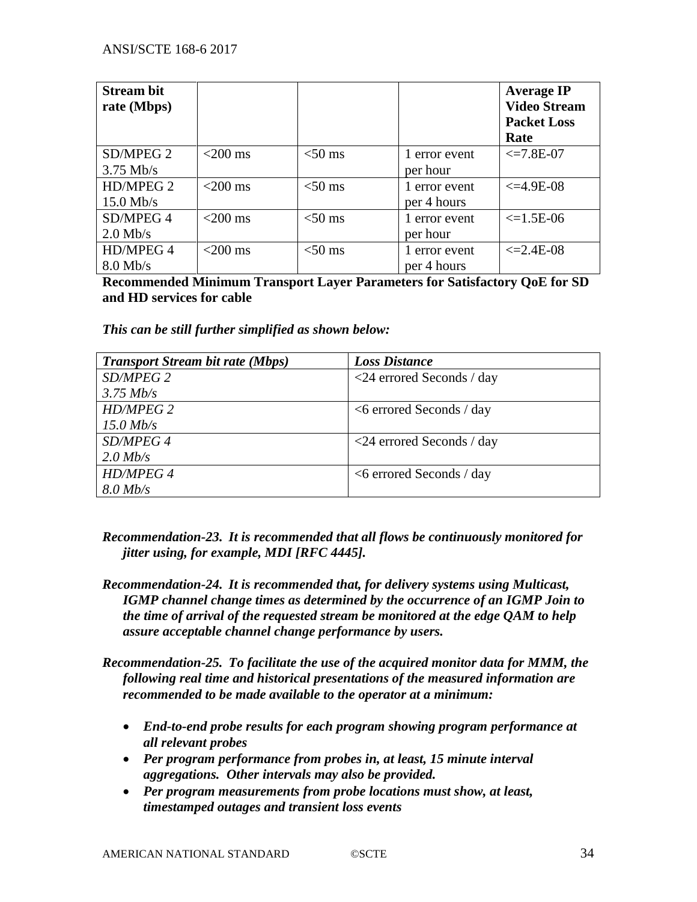| Stream bit rate (Mbps) | | | | Average IP Video Stream Packet Loss Rate |
|---|---|---|---|---|
| SD/MPEG 2 3.75 Mb/s | <200 ms | <50 ms | 1 error event per hour | <=7.8E-07 |
| HD/MPEG 2 15.0 Mb/s | <200 ms | <50 ms | 1 error event per 4 hours | <=4.9E-08 |
| SD/MPEG 4 2.0 Mb/s | <200 ms | <50 ms | 1 error event per hour | <=1.5E-06 |
| HD/MPEG 4 8.0 Mb/s | <200 ms | <50 ms | 1 error event per 4 hours | <=2.4E-08 |

**Recommended Minimum Transport Layer Parameters for Satisfactory QoE for SD and HD services for cable**

***This can be still further simplified as shown below:***

| *Transport Stream bit rate (Mbps)* | *Loss Distance* |
|---|---|
| *SD/MPEG 2 3.75 Mb/s* | <24 errored Seconds / day |
| *HD/MPEG 2 15.0 Mb/s* | <6 errored Seconds / day |
| *SD/MPEG 4 2.0 Mb/s* | <24 errored Seconds / day |
| *HD/MPEG 4 8.0 Mb/s* | <6 errored Seconds / day |

***Recommendation-23. It is recommended that all flows be continuously monitored for jitter using, for example, MDI [RFC 4445].***

***Recommendation-24. It is recommended that, for delivery systems using Multicast, IGMP channel change times as determined by the occurrence of an IGMP Join to the time of arrival of the requested stream be monitored at the edge QAM to help assure acceptable channel change performance by users.***

***Recommendation-25. To facilitate the use of the acquired monitor data for MMM, the following real time and historical presentations of the measured information are recommended to be made available to the operator at a minimum:***

- ***End-to-end probe results for each program showing program performance at all relevant probes***
- ***Per program performance from probes in, at least, 15 minute interval aggregations. Other intervals may also be provided.***
- ***Per program measurements from probe locations must show, at least, timestamped outages and transient loss events***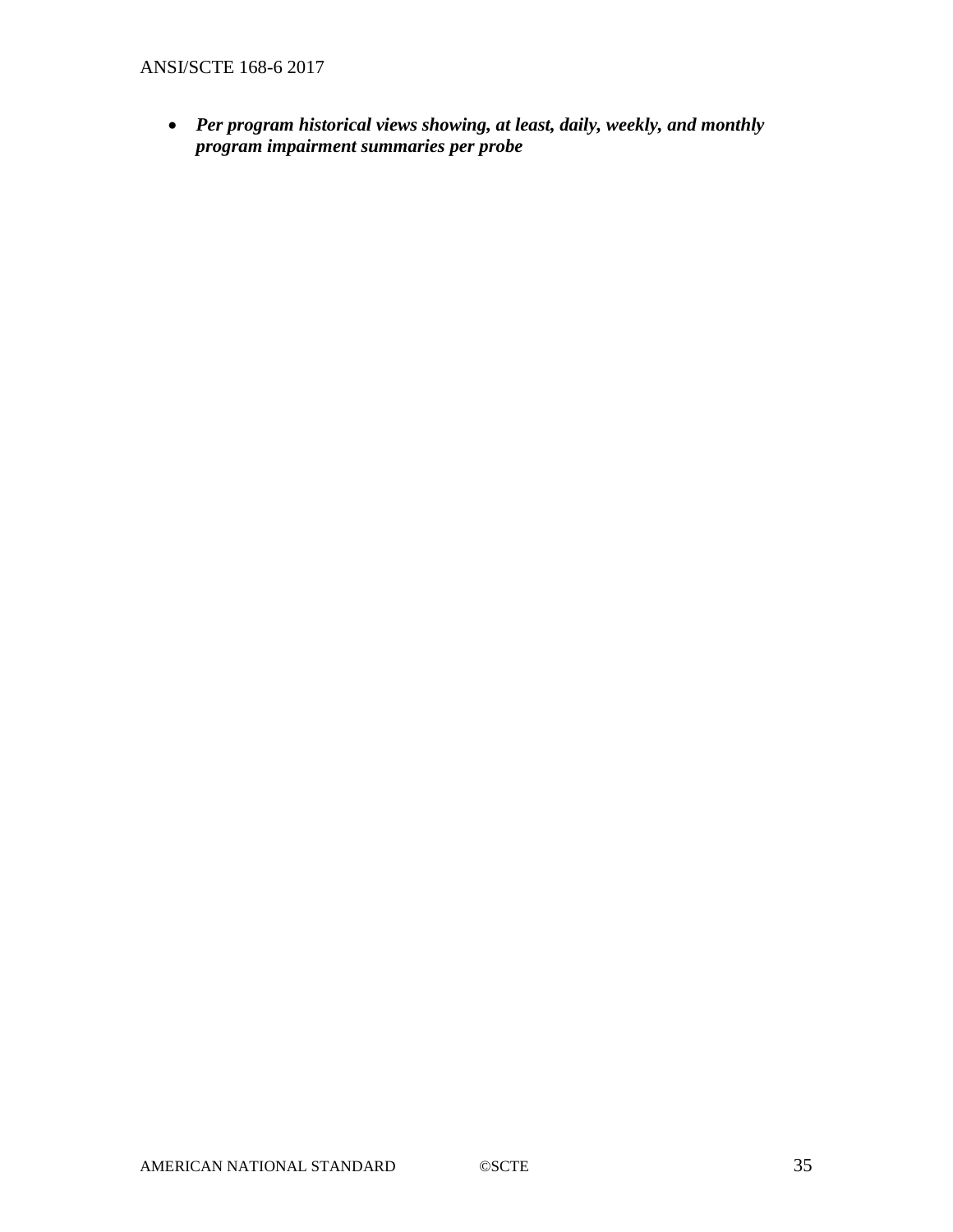- ***Per program historical views showing, at least, daily, weekly, and monthly program impairment summaries per probe***